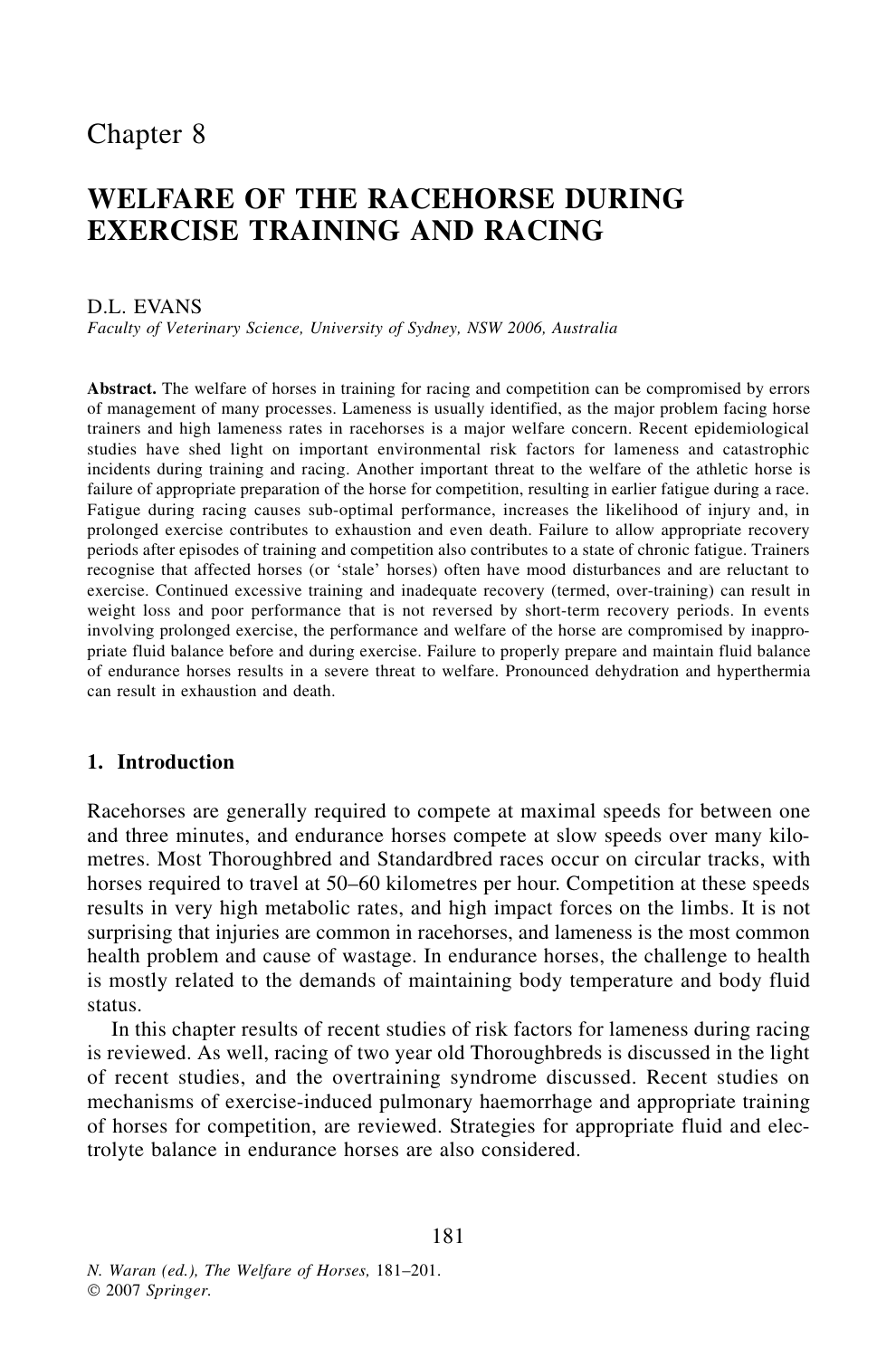# Chapter 8

# WELFARE OF THE RACEHORSE DURING EXERCISE TRAINING AND RACING

D.L. EVANS

*Faculty of Veterinary Science, University of Sydney, NSW 2006, Australia*

**Abstract.** The welfare of horses in training for racing and competition can be compromised by errors of management of many processes. Lameness is usually identified, as the major problem facing horse trainers and high lameness rates in racehorses is a major welfare concern. Recent epidemiological studies have shed light on important environmental risk factors for lameness and catastrophic incidents during training and racing. Another important threat to the welfare of the athletic horse is failure of appropriate preparation of the horse for competition, resulting in earlier fatigue during a race. Fatigue during racing causes sub-optimal performance, increases the likelihood of injury and, in prolonged exercise contributes to exhaustion and even death. Failure to allow appropriate recovery periods after episodes of training and competition also contributes to a state of chronic fatigue. Trainers recognise that affected horses (or 'stale' horses) often have mood disturbances and are reluctant to exercise. Continued excessive training and inadequate recovery (termed, over-training) can result in weight loss and poor performance that is not reversed by short-term recovery periods. In events involving prolonged exercise, the performance and welfare of the horse are compromised by inappropriate fluid balance before and during exercise. Failure to properly prepare and maintain fluid balance of endurance horses results in a severe threat to welfare. Pronounced dehydration and hyperthermia can result in exhaustion and death.

## 1. Introduction

Racehorses are generally required to compete at maximal speeds for between one and three minutes, and endurance horses compete at slow speeds over many kilometres. Most Thoroughbred and Standardbred races occur on circular tracks, with horses required to travel at 50–60 kilometres per hour. Competition at these speeds results in very high metabolic rates, and high impact forces on the limbs. It is not surprising that injuries are common in racehorses, and lameness is the most common health problem and cause of wastage. In endurance horses, the challenge to health is mostly related to the demands of maintaining body temperature and body fluid status.

In this chapter results of recent studies of risk factors for lameness during racing is reviewed. As well, racing of two year old Thoroughbreds is discussed in the light of recent studies, and the overtraining syndrome discussed. Recent studies on mechanisms of exercise-induced pulmonary haemorrhage and appropriate training of horses for competition, are reviewed. Strategies for appropriate fluid and electrolyte balance in endurance horses are also considered.

N. Waran (ed.), *The Welfare of Horses,* 181–201.
© 2007 *Springer.*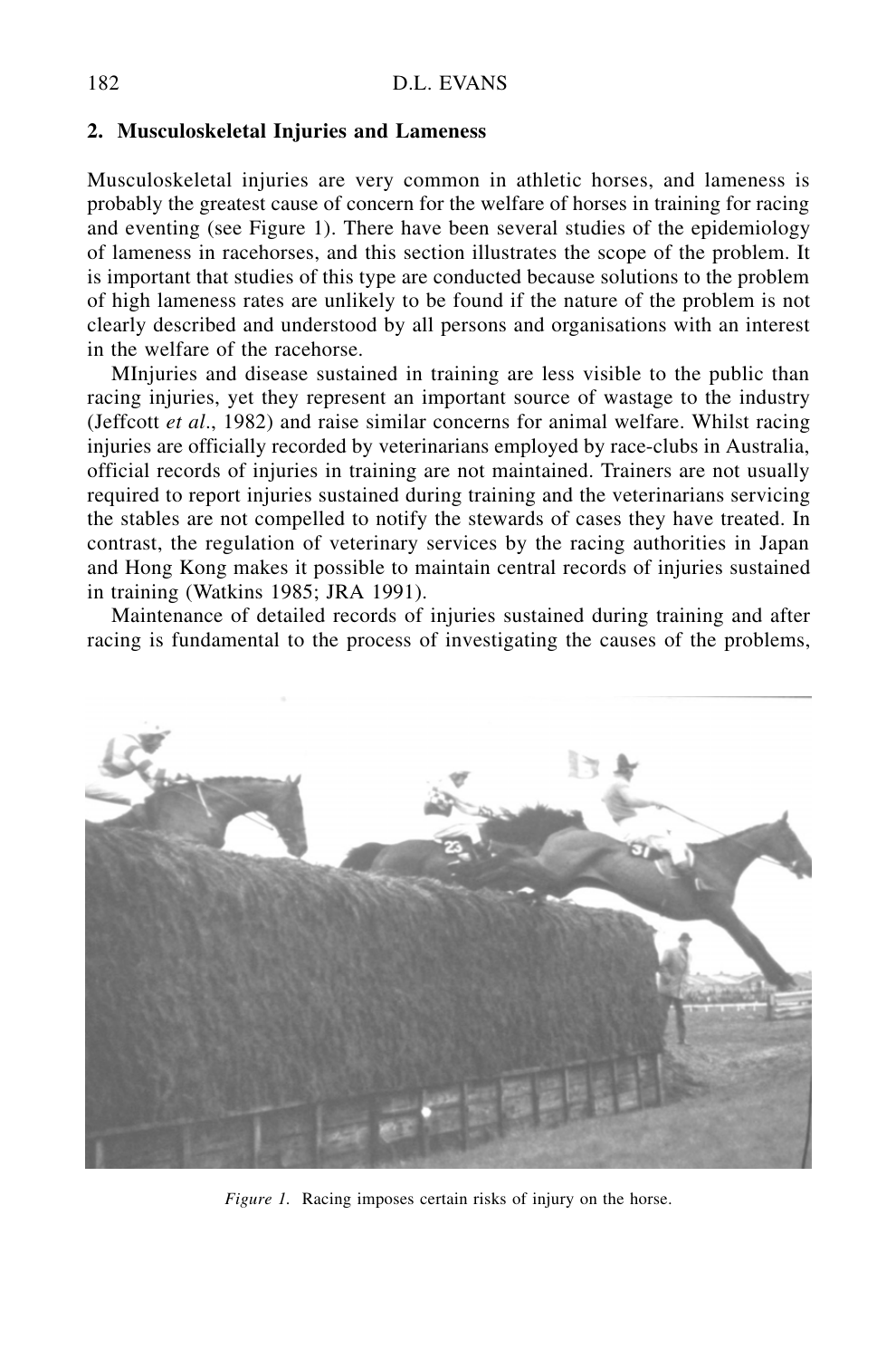## 2. Musculoskeletal Injuries and Lameness

Musculoskeletal injuries are very common in athletic horses, and lameness is probably the greatest cause of concern for the welfare of horses in training for racing and eventing (see Figure 1). There have been several studies of the epidemiology of lameness in racehorses, and this section illustrates the scope of the problem. It is important that studies of this type are conducted because solutions to the problem of high lameness rates are unlikely to be found if the nature of the problem is not clearly described and understood by all persons and organisations with an interest in the welfare of the racehorse.

MInjuries and disease sustained in training are less visible to the public than racing injuries, yet they represent an important source of wastage to the industry (Jeffcott *et al*., 1982) and raise similar concerns for animal welfare. Whilst racing injuries are officially recorded by veterinarians employed by race-clubs in Australia, official records of injuries in training are not maintained. Trainers are not usually required to report injuries sustained during training and the veterinarians servicing the stables are not compelled to notify the stewards of cases they have treated. In contrast, the regulation of veterinary services by the racing authorities in Japan and Hong Kong makes it possible to maintain central records of injuries sustained in training (Watkins 1985; JRA 1991).

Maintenance of detailed records of injuries sustained during training and after racing is fundamental to the process of investigating the causes of the problems,

*Figure 1.* Racing imposes certain risks of injury on the horse.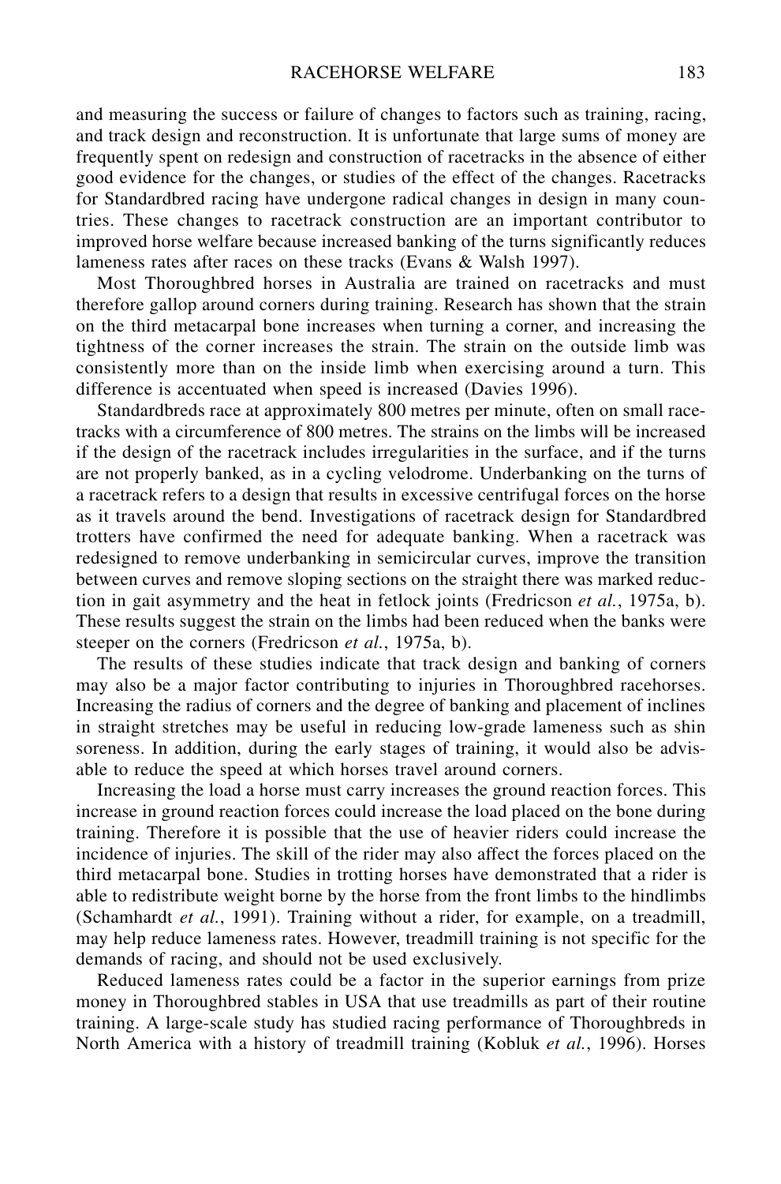and measuring the success or failure of changes to factors such as training, racing, and track design and reconstruction. It is unfortunate that large sums of money are frequently spent on redesign and construction of racetracks in the absence of either good evidence for the changes, or studies of the effect of the changes. Racetracks for Standardbred racing have undergone radical changes in design in many countries. These changes to racetrack construction are an important contributor to improved horse welfare because increased banking of the turns significantly reduces lameness rates after races on these tracks (Evans & Walsh 1997).

Most Thoroughbred horses in Australia are trained on racetracks and must therefore gallop around corners during training. Research has shown that the strain on the third metacarpal bone increases when turning a corner, and increasing the tightness of the corner increases the strain. The strain on the outside limb was consistently more than on the inside limb when exercising around a turn. This difference is accentuated when speed is increased (Davies 1996).

Standardbreds race at approximately 800 metres per minute, often on small racetracks with a circumference of 800 metres. The strains on the limbs will be increased if the design of the racetrack includes irregularities in the surface, and if the turns are not properly banked, as in a cycling velodrome. Underbanking on the turns of a racetrack refers to a design that results in excessive centrifugal forces on the horse as it travels around the bend. Investigations of racetrack design for Standardbred trotters have confirmed the need for adequate banking. When a racetrack was redesigned to remove underbanking in semicircular curves, improve the transition between curves and remove sloping sections on the straight there was marked reduction in gait asymmetry and the heat in fetlock joints (Fredricson *et al.*, 1975a, b). These results suggest the strain on the limbs had been reduced when the banks were steeper on the corners (Fredricson *et al.*, 1975a, b).

The results of these studies indicate that track design and banking of corners may also be a major factor contributing to injuries in Thoroughbred racehorses. Increasing the radius of corners and the degree of banking and placement of inclines in straight stretches may be useful in reducing low-grade lameness such as shin soreness. In addition, during the early stages of training, it would also be advisable to reduce the speed at which horses travel around corners.

Increasing the load a horse must carry increases the ground reaction forces. This increase in ground reaction forces could increase the load placed on the bone during training. Therefore it is possible that the use of heavier riders could increase the incidence of injuries. The skill of the rider may also affect the forces placed on the third metacarpal bone. Studies in trotting horses have demonstrated that a rider is able to redistribute weight borne by the horse from the front limbs to the hindlimbs (Schamhardt *et al.*, 1991). Training without a rider, for example, on a treadmill, may help reduce lameness rates. However, treadmill training is not specific for the demands of racing, and should not be used exclusively.

Reduced lameness rates could be a factor in the superior earnings from prize money in Thoroughbred stables in USA that use treadmills as part of their routine training. A large-scale study has studied racing performance of Thoroughbreds in North America with a history of treadmill training (Kobluk *et al.*, 1996). Horses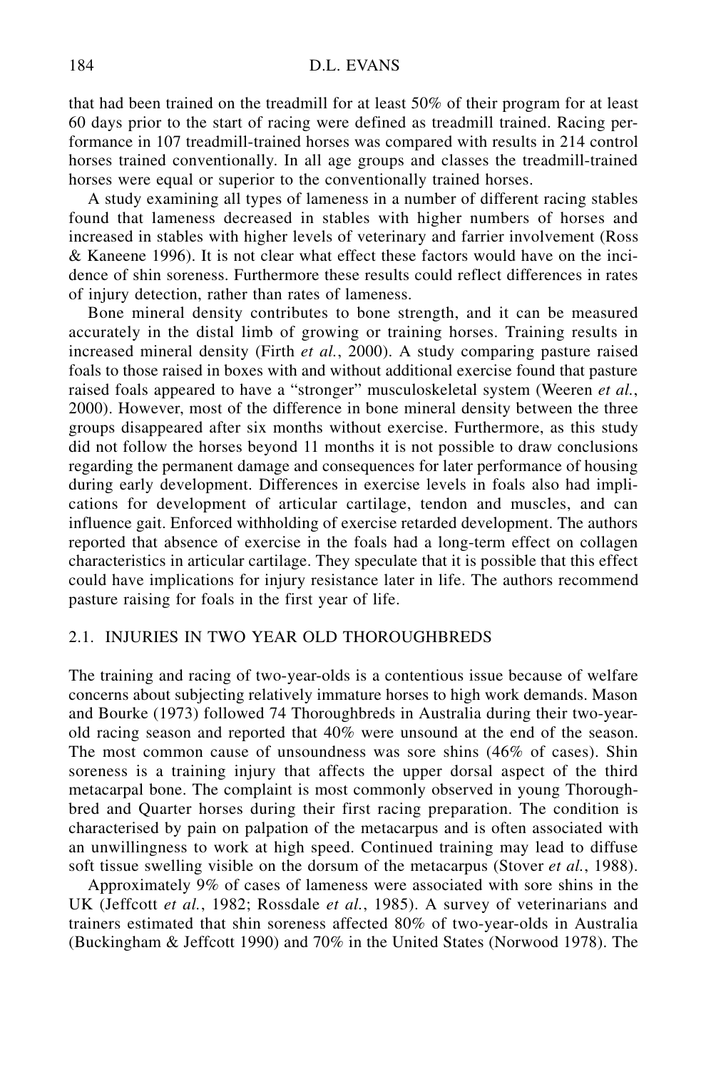that had been trained on the treadmill for at least 50% of their program for at least 60 days prior to the start of racing were defined as treadmill trained. Racing performance in 107 treadmill-trained horses was compared with results in 214 control horses trained conventionally. In all age groups and classes the treadmill-trained horses were equal or superior to the conventionally trained horses.

A study examining all types of lameness in a number of different racing stables found that lameness decreased in stables with higher numbers of horses and increased in stables with higher levels of veterinary and farrier involvement (Ross & Kaneene 1996). It is not clear what effect these factors would have on the incidence of shin soreness. Furthermore these results could reflect differences in rates of injury detection, rather than rates of lameness.

Bone mineral density contributes to bone strength, and it can be measured accurately in the distal limb of growing or training horses. Training results in increased mineral density (Firth *et al.*, 2000). A study comparing pasture raised foals to those raised in boxes with and without additional exercise found that pasture raised foals appeared to have a "stronger" musculoskeletal system (Weeren *et al.*, 2000). However, most of the difference in bone mineral density between the three groups disappeared after six months without exercise. Furthermore, as this study did not follow the horses beyond 11 months it is not possible to draw conclusions regarding the permanent damage and consequences for later performance of housing during early development. Differences in exercise levels in foals also had implications for development of articular cartilage, tendon and muscles, and can influence gait. Enforced withholding of exercise retarded development. The authors reported that absence of exercise in the foals had a long-term effect on collagen characteristics in articular cartilage. They speculate that it is possible that this effect could have implications for injury resistance later in life. The authors recommend pasture raising for foals in the first year of life.

### 2.1. INJURIES IN TWO YEAR OLD THOROUGHBREDS

The training and racing of two-year-olds is a contentious issue because of welfare concerns about subjecting relatively immature horses to high work demands. Mason and Bourke (1973) followed 74 Thoroughbreds in Australia during their two-year-old racing season and reported that 40% were unsound at the end of the season. The most common cause of unsoundness was sore shins (46% of cases). Shin soreness is a training injury that affects the upper dorsal aspect of the third metacarpal bone. The complaint is most commonly observed in young Thoroughbred and Quarter horses during their first racing preparation. The condition is characterised by pain on palpation of the metacarpus and is often associated with an unwillingness to work at high speed. Continued training may lead to diffuse soft tissue swelling visible on the dorsum of the metacarpus (Stover *et al.*, 1988).

Approximately 9% of cases of lameness were associated with sore shins in the UK (Jeffcott *et al.*, 1982; Rossdale *et al.*, 1985). A survey of veterinarians and trainers estimated that shin soreness affected 80% of two-year-olds in Australia (Buckingham & Jeffcott 1990) and 70% in the United States (Norwood 1978). The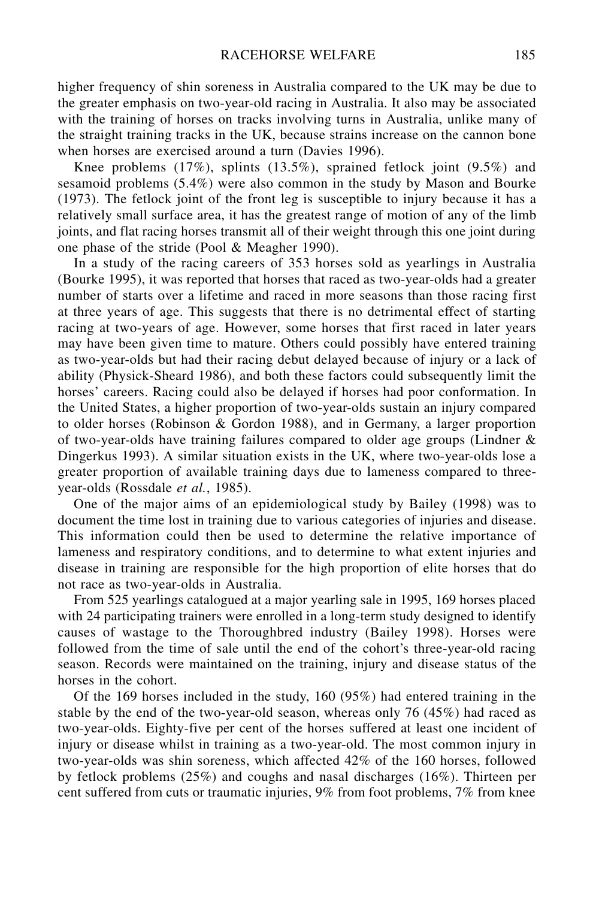higher frequency of shin soreness in Australia compared to the UK may be due to the greater emphasis on two-year-old racing in Australia. It also may be associated with the training of horses on tracks involving turns in Australia, unlike many of the straight training tracks in the UK, because strains increase on the cannon bone when horses are exercised around a turn (Davies 1996).

Knee problems (17%), splints (13.5%), sprained fetlock joint (9.5%) and sesamoid problems (5.4%) were also common in the study by Mason and Bourke (1973). The fetlock joint of the front leg is susceptible to injury because it has a relatively small surface area, it has the greatest range of motion of any of the limb joints, and flat racing horses transmit all of their weight through this one joint during one phase of the stride (Pool & Meagher 1990).

In a study of the racing careers of 353 horses sold as yearlings in Australia (Bourke 1995), it was reported that horses that raced as two-year-olds had a greater number of starts over a lifetime and raced in more seasons than those racing first at three years of age. This suggests that there is no detrimental effect of starting racing at two-years of age. However, some horses that first raced in later years may have been given time to mature. Others could possibly have entered training as two-year-olds but had their racing debut delayed because of injury or a lack of ability (Physick-Sheard 1986), and both these factors could subsequently limit the horses' careers. Racing could also be delayed if horses had poor conformation. In the United States, a higher proportion of two-year-olds sustain an injury compared to older horses (Robinson & Gordon 1988), and in Germany, a larger proportion of two-year-olds have training failures compared to older age groups (Lindner & Dingerkus 1993). A similar situation exists in the UK, where two-year-olds lose a greater proportion of available training days due to lameness compared to three-year-olds (Rossdale *et al.*, 1985).

One of the major aims of an epidemiological study by Bailey (1998) was to document the time lost in training due to various categories of injuries and disease. This information could then be used to determine the relative importance of lameness and respiratory conditions, and to determine to what extent injuries and disease in training are responsible for the high proportion of elite horses that do not race as two-year-olds in Australia.

From 525 yearlings catalogued at a major yearling sale in 1995, 169 horses placed with 24 participating trainers were enrolled in a long-term study designed to identify causes of wastage to the Thoroughbred industry (Bailey 1998). Horses were followed from the time of sale until the end of the cohort's three-year-old racing season. Records were maintained on the training, injury and disease status of the horses in the cohort.

Of the 169 horses included in the study, 160 (95%) had entered training in the stable by the end of the two-year-old season, whereas only 76 (45%) had raced as two-year-olds. Eighty-five per cent of the horses suffered at least one incident of injury or disease whilst in training as a two-year-old. The most common injury in two-year-olds was shin soreness, which affected 42% of the 160 horses, followed by fetlock problems (25%) and coughs and nasal discharges (16%). Thirteen per cent suffered from cuts or traumatic injuries, 9% from foot problems, 7% from knee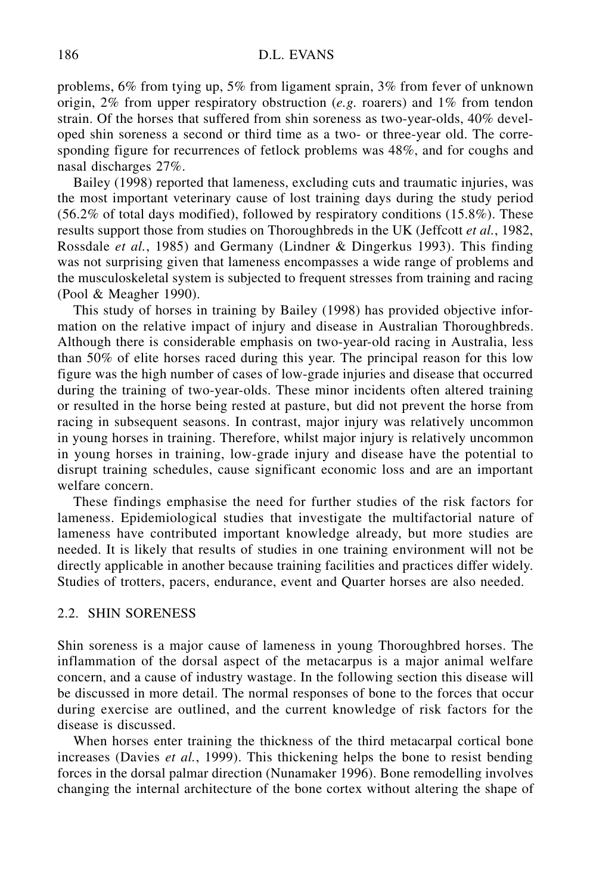problems, 6% from tying up, 5% from ligament sprain, 3% from fever of unknown origin, 2% from upper respiratory obstruction (*e.g.* roarers) and 1% from tendon strain. Of the horses that suffered from shin soreness as two-year-olds, 40% developed shin soreness a second or third time as a two- or three-year old. The corresponding figure for recurrences of fetlock problems was 48%, and for coughs and nasal discharges 27%.

Bailey (1998) reported that lameness, excluding cuts and traumatic injuries, was the most important veterinary cause of lost training days during the study period (56.2% of total days modified), followed by respiratory conditions (15.8%). These results support those from studies on Thoroughbreds in the UK (Jeffcott *et al.*, 1982, Rossdale *et al.*, 1985) and Germany (Lindner & Dingerkus 1993). This finding was not surprising given that lameness encompasses a wide range of problems and the musculoskeletal system is subjected to frequent stresses from training and racing (Pool & Meagher 1990).

This study of horses in training by Bailey (1998) has provided objective information on the relative impact of injury and disease in Australian Thoroughbreds. Although there is considerable emphasis on two-year-old racing in Australia, less than 50% of elite horses raced during this year. The principal reason for this low figure was the high number of cases of low-grade injuries and disease that occurred during the training of two-year-olds. These minor incidents often altered training or resulted in the horse being rested at pasture, but did not prevent the horse from racing in subsequent seasons. In contrast, major injury was relatively uncommon in young horses in training. Therefore, whilst major injury is relatively uncommon in young horses in training, low-grade injury and disease have the potential to disrupt training schedules, cause significant economic loss and are an important welfare concern.

These findings emphasise the need for further studies of the risk factors for lameness. Epidemiological studies that investigate the multifactorial nature of lameness have contributed important knowledge already, but more studies are needed. It is likely that results of studies in one training environment will not be directly applicable in another because training facilities and practices differ widely. Studies of trotters, pacers, endurance, event and Quarter horses are also needed.

### 2.2. SHIN SORENESS

Shin soreness is a major cause of lameness in young Thoroughbred horses. The inflammation of the dorsal aspect of the metacarpus is a major animal welfare concern, and a cause of industry wastage. In the following section this disease will be discussed in more detail. The normal responses of bone to the forces that occur during exercise are outlined, and the current knowledge of risk factors for the disease is discussed.

When horses enter training the thickness of the third metacarpal cortical bone increases (Davies *et al.*, 1999). This thickening helps the bone to resist bending forces in the dorsal palmar direction (Nunamaker 1996). Bone remodelling involves changing the internal architecture of the bone cortex without altering the shape of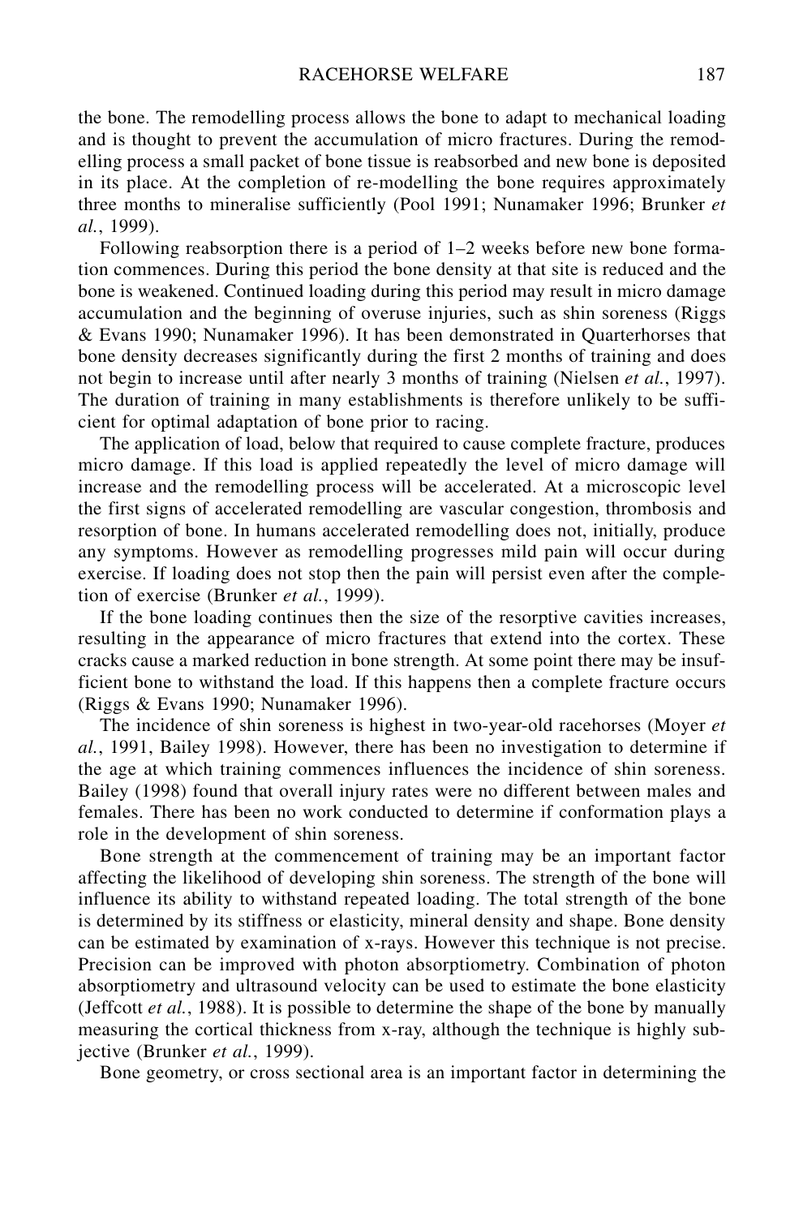the bone. The remodelling process allows the bone to adapt to mechanical loading and is thought to prevent the accumulation of micro fractures. During the remodelling process a small packet of bone tissue is reabsorbed and new bone is deposited in its place. At the completion of re-modelling the bone requires approximately three months to mineralise sufficiently (Pool 1991; Nunamaker 1996; Brunker *et al.*, 1999).

Following reabsorption there is a period of 1–2 weeks before new bone formation commences. During this period the bone density at that site is reduced and the bone is weakened. Continued loading during this period may result in micro damage accumulation and the beginning of overuse injuries, such as shin soreness (Riggs & Evans 1990; Nunamaker 1996). It has been demonstrated in Quarterhorses that bone density decreases significantly during the first 2 months of training and does not begin to increase until after nearly 3 months of training (Nielsen *et al.*, 1997). The duration of training in many establishments is therefore unlikely to be sufficient for optimal adaptation of bone prior to racing.

The application of load, below that required to cause complete fracture, produces micro damage. If this load is applied repeatedly the level of micro damage will increase and the remodelling process will be accelerated. At a microscopic level the first signs of accelerated remodelling are vascular congestion, thrombosis and resorption of bone. In humans accelerated remodelling does not, initially, produce any symptoms. However as remodelling progresses mild pain will occur during exercise. If loading does not stop then the pain will persist even after the completion of exercise (Brunker *et al.*, 1999).

If the bone loading continues then the size of the resorptive cavities increases, resulting in the appearance of micro fractures that extend into the cortex. These cracks cause a marked reduction in bone strength. At some point there may be insufficient bone to withstand the load. If this happens then a complete fracture occurs (Riggs & Evans 1990; Nunamaker 1996).

The incidence of shin soreness is highest in two-year-old racehorses (Moyer *et al.*, 1991, Bailey 1998). However, there has been no investigation to determine if the age at which training commences influences the incidence of shin soreness. Bailey (1998) found that overall injury rates were no different between males and females. There has been no work conducted to determine if conformation plays a role in the development of shin soreness.

Bone strength at the commencement of training may be an important factor affecting the likelihood of developing shin soreness. The strength of the bone will influence its ability to withstand repeated loading. The total strength of the bone is determined by its stiffness or elasticity, mineral density and shape. Bone density can be estimated by examination of x-rays. However this technique is not precise. Precision can be improved with photon absorptiometry. Combination of photon absorptiometry and ultrasound velocity can be used to estimate the bone elasticity (Jeffcott *et al.*, 1988). It is possible to determine the shape of the bone by manually measuring the cortical thickness from x-ray, although the technique is highly subjective (Brunker *et al.*, 1999).

Bone geometry, or cross sectional area is an important factor in determining the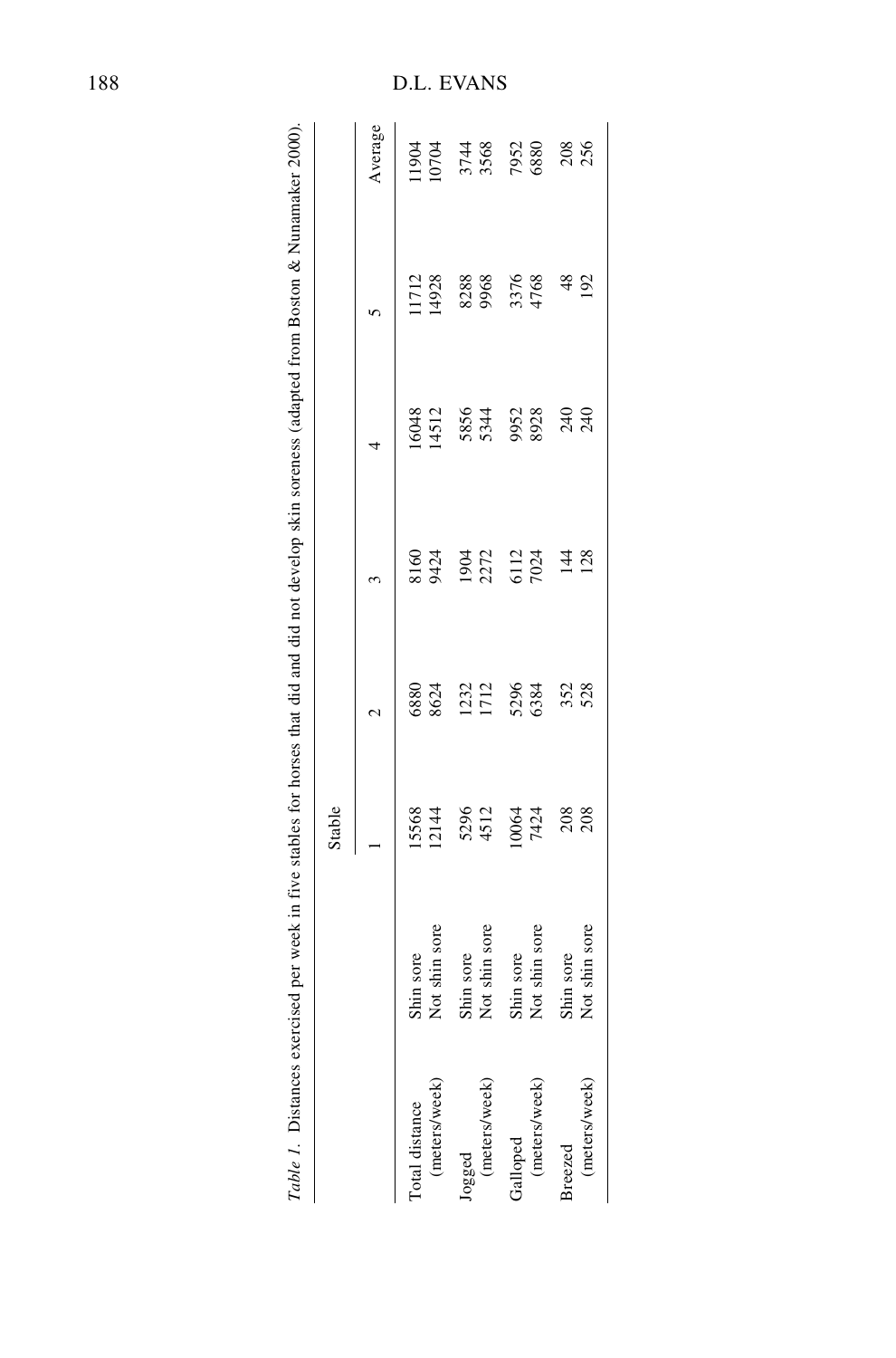*Table 1.* Distances exercised per week in five stables for horses that did and did not develop skin soreness (adapted from Boston & Nunamaker 2000).

| | | Stable | | | | | |
|---|---|---|---|---|---|---|---|
| | | 1 | 2 | 3 | 4 | 5 | Average |
| Total distance (meters/week) | Shin sore | 15568 | 6880 | 8160 | 16048 | 11712 | 11904 |
| | Not shin sore | 12144 | 8624 | 9424 | 14512 | 14928 | 10704 |
| Jogged (meters/week) | Shin sore | 5296 | 1232 | 1904 | 5856 | 8288 | 3744 |
| | Not shin sore | 4512 | 1712 | 2272 | 5344 | 9968 | 3568 |
| Galloped (meters/week) | Shin sore | 10064 | 5296 | 6112 | 9952 | 3376 | 7952 |
| | Not shin sore | 7424 | 6384 | 7024 | 8928 | 4768 | 6880 |
| Breezed (meters/week) | Shin sore | 208 | 352 | 144 | 240 | 48 | 208 |
| | Not shin sore | 208 | 528 | 128 | 240 | 192 | 256 |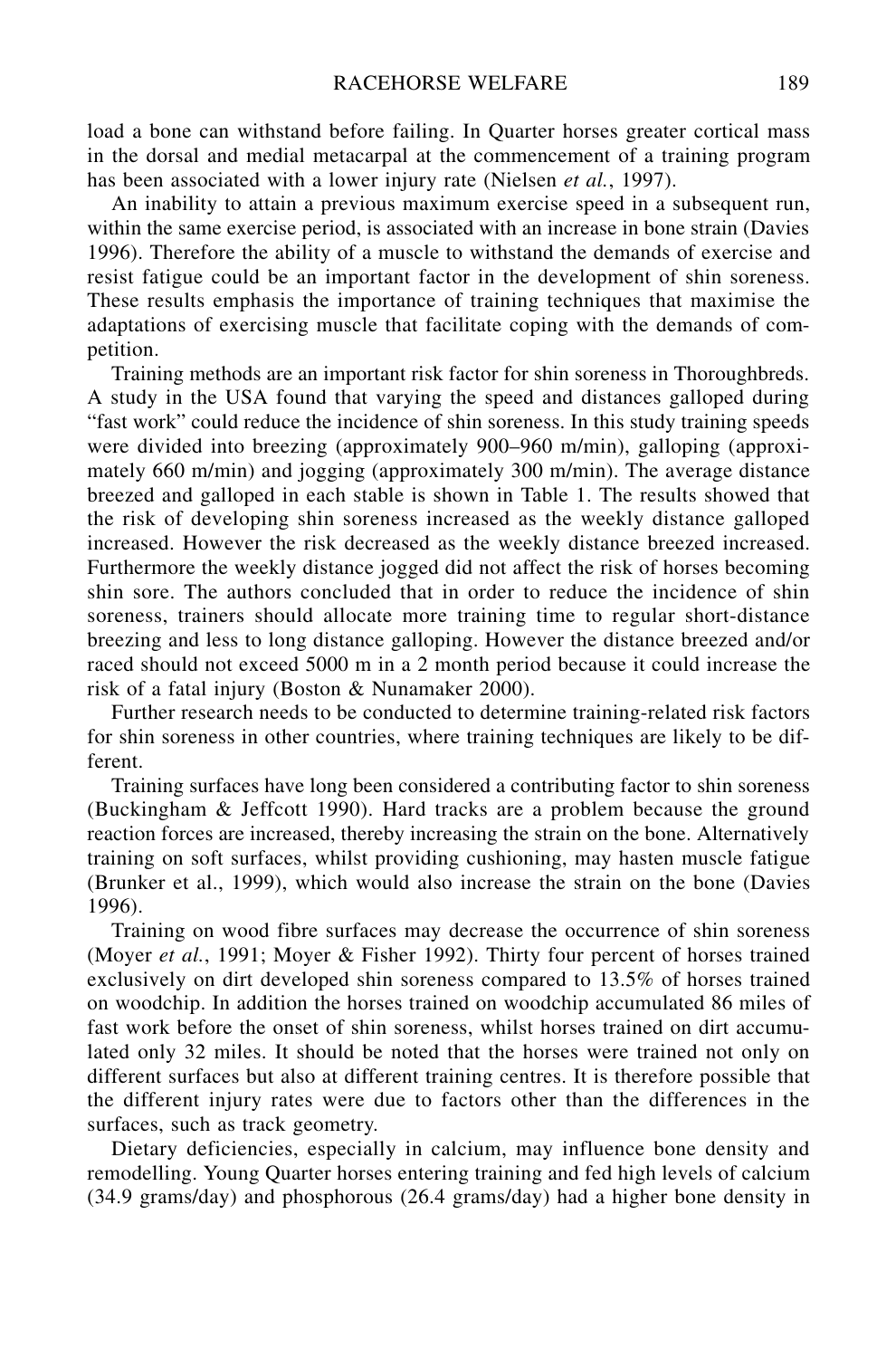load a bone can withstand before failing. In Quarter horses greater cortical mass in the dorsal and medial metacarpal at the commencement of a training program has been associated with a lower injury rate (Nielsen *et al.*, 1997).

An inability to attain a previous maximum exercise speed in a subsequent run, within the same exercise period, is associated with an increase in bone strain (Davies 1996). Therefore the ability of a muscle to withstand the demands of exercise and resist fatigue could be an important factor in the development of shin soreness. These results emphasis the importance of training techniques that maximise the adaptations of exercising muscle that facilitate coping with the demands of competition.

Training methods are an important risk factor for shin soreness in Thoroughbreds. A study in the USA found that varying the speed and distances galloped during "fast work" could reduce the incidence of shin soreness. In this study training speeds were divided into breezing (approximately 900–960 m/min), galloping (approximately 660 m/min) and jogging (approximately 300 m/min). The average distance breezed and galloped in each stable is shown in Table 1. The results showed that the risk of developing shin soreness increased as the weekly distance galloped increased. However the risk decreased as the weekly distance breezed increased. Furthermore the weekly distance jogged did not affect the risk of horses becoming shin sore. The authors concluded that in order to reduce the incidence of shin soreness, trainers should allocate more training time to regular short-distance breezing and less to long distance galloping. However the distance breezed and/or raced should not exceed 5000 m in a 2 month period because it could increase the risk of a fatal injury (Boston & Nunamaker 2000).

Further research needs to be conducted to determine training-related risk factors for shin soreness in other countries, where training techniques are likely to be different.

Training surfaces have long been considered a contributing factor to shin soreness (Buckingham & Jeffcott 1990). Hard tracks are a problem because the ground reaction forces are increased, thereby increasing the strain on the bone. Alternatively training on soft surfaces, whilst providing cushioning, may hasten muscle fatigue (Brunker et al., 1999), which would also increase the strain on the bone (Davies 1996).

Training on wood fibre surfaces may decrease the occurrence of shin soreness (Moyer *et al.*, 1991; Moyer & Fisher 1992). Thirty four percent of horses trained exclusively on dirt developed shin soreness compared to 13.5% of horses trained on woodchip. In addition the horses trained on woodchip accumulated 86 miles of fast work before the onset of shin soreness, whilst horses trained on dirt accumulated only 32 miles. It should be noted that the horses were trained not only on different surfaces but also at different training centres. It is therefore possible that the different injury rates were due to factors other than the differences in the surfaces, such as track geometry.

Dietary deficiencies, especially in calcium, may influence bone density and remodelling. Young Quarter horses entering training and fed high levels of calcium (34.9 grams/day) and phosphorous (26.4 grams/day) had a higher bone density in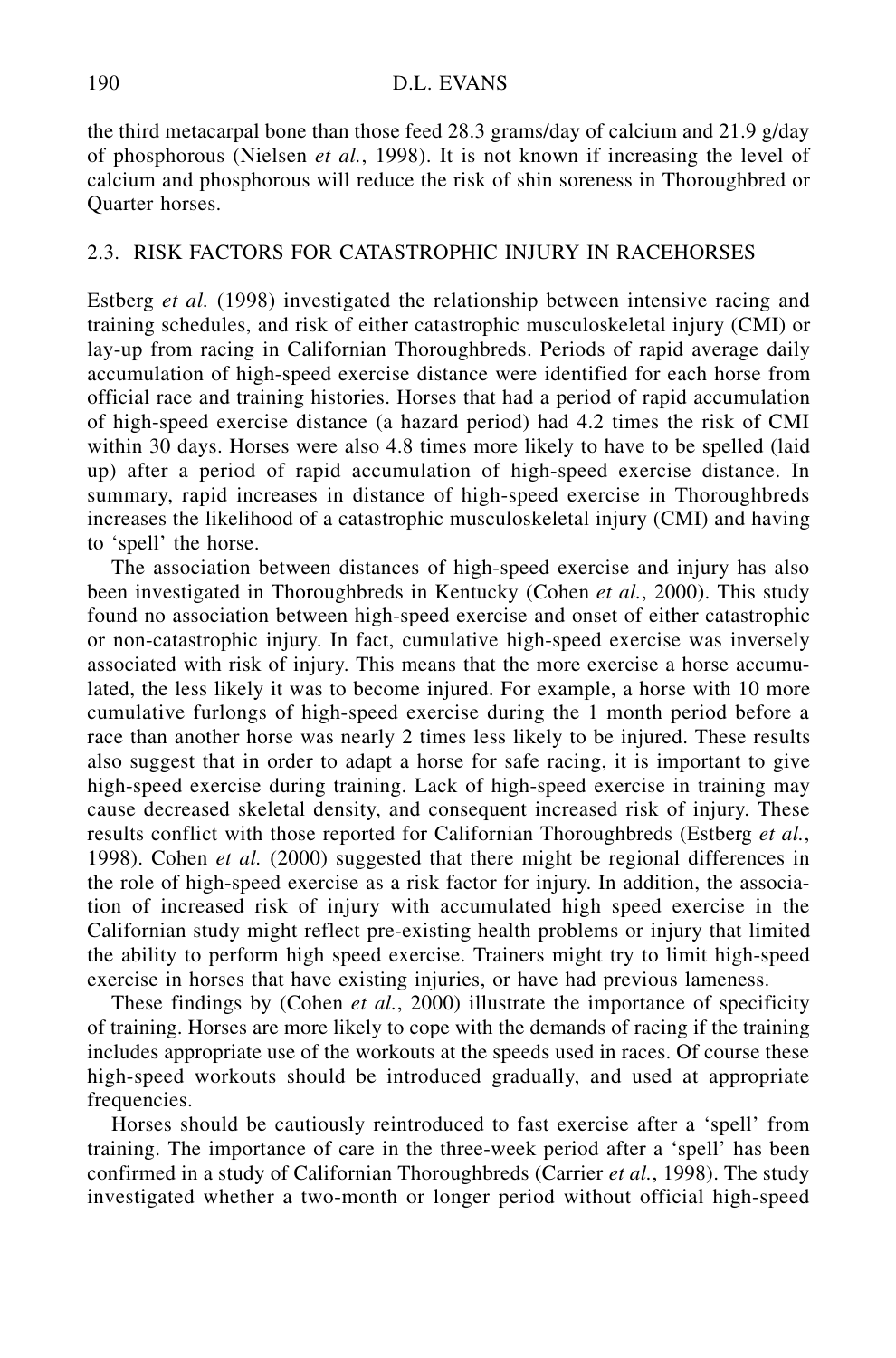the third metacarpal bone than those feed 28.3 grams/day of calcium and 21.9 g/day of phosphorous (Nielsen *et al.*, 1998). It is not known if increasing the level of calcium and phosphorous will reduce the risk of shin soreness in Thoroughbred or Quarter horses.

### 2.3. RISK FACTORS FOR CATASTROPHIC INJURY IN RACEHORSES

Estberg *et al.* (1998) investigated the relationship between intensive racing and training schedules, and risk of either catastrophic musculoskeletal injury (CMI) or lay-up from racing in Californian Thoroughbreds. Periods of rapid average daily accumulation of high-speed exercise distance were identified for each horse from official race and training histories. Horses that had a period of rapid accumulation of high-speed exercise distance (a hazard period) had 4.2 times the risk of CMI within 30 days. Horses were also 4.8 times more likely to have to be spelled (laid up) after a period of rapid accumulation of high-speed exercise distance. In summary, rapid increases in distance of high-speed exercise in Thoroughbreds increases the likelihood of a catastrophic musculoskeletal injury (CMI) and having to 'spell' the horse.

The association between distances of high-speed exercise and injury has also been investigated in Thoroughbreds in Kentucky (Cohen *et al.*, 2000). This study found no association between high-speed exercise and onset of either catastrophic or non-catastrophic injury. In fact, cumulative high-speed exercise was inversely associated with risk of injury. This means that the more exercise a horse accumulated, the less likely it was to become injured. For example, a horse with 10 more cumulative furlongs of high-speed exercise during the 1 month period before a race than another horse was nearly 2 times less likely to be injured. These results also suggest that in order to adapt a horse for safe racing, it is important to give high-speed exercise during training. Lack of high-speed exercise in training may cause decreased skeletal density, and consequent increased risk of injury. These results conflict with those reported for Californian Thoroughbreds (Estberg *et al.*, 1998). Cohen *et al.* (2000) suggested that there might be regional differences in the role of high-speed exercise as a risk factor for injury. In addition, the association of increased risk of injury with accumulated high speed exercise in the Californian study might reflect pre-existing health problems or injury that limited the ability to perform high speed exercise. Trainers might try to limit high-speed exercise in horses that have existing injuries, or have had previous lameness.

These findings by (Cohen *et al.*, 2000) illustrate the importance of specificity of training. Horses are more likely to cope with the demands of racing if the training includes appropriate use of the workouts at the speeds used in races. Of course these high-speed workouts should be introduced gradually, and used at appropriate frequencies.

Horses should be cautiously reintroduced to fast exercise after a 'spell' from training. The importance of care in the three-week period after a 'spell' has been confirmed in a study of Californian Thoroughbreds (Carrier *et al.*, 1998). The study investigated whether a two-month or longer period without official high-speed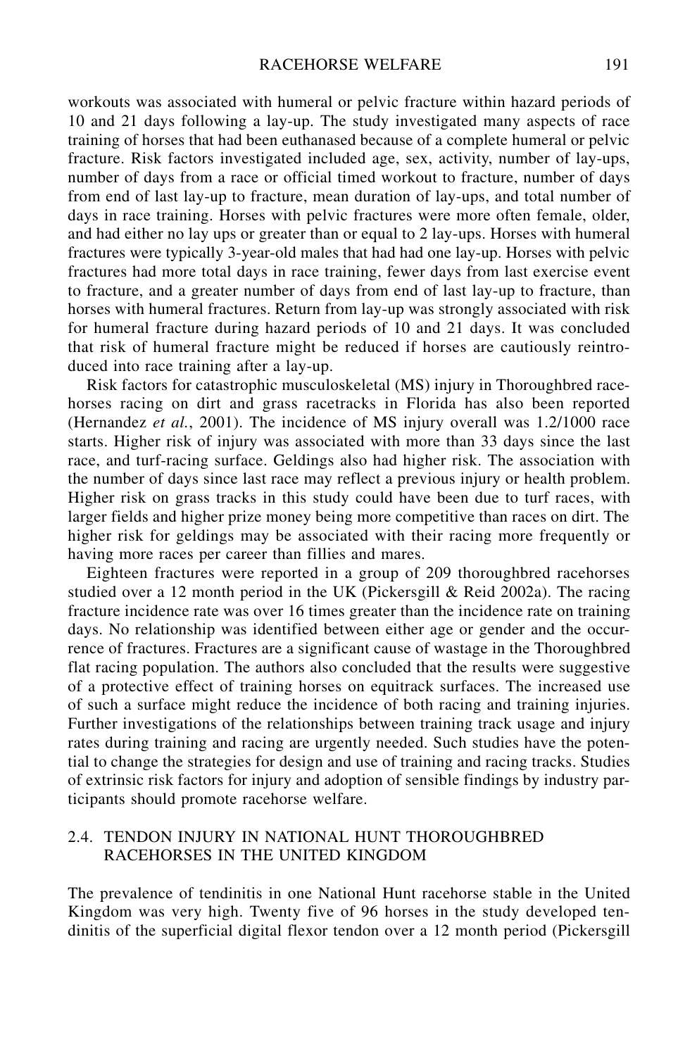workouts was associated with humeral or pelvic fracture within hazard periods of 10 and 21 days following a lay-up. The study investigated many aspects of race training of horses that had been euthanased because of a complete humeral or pelvic fracture. Risk factors investigated included age, sex, activity, number of lay-ups, number of days from a race or official timed workout to fracture, number of days from end of last lay-up to fracture, mean duration of lay-ups, and total number of days in race training. Horses with pelvic fractures were more often female, older, and had either no lay ups or greater than or equal to 2 lay-ups. Horses with humeral fractures were typically 3-year-old males that had had one lay-up. Horses with pelvic fractures had more total days in race training, fewer days from last exercise event to fracture, and a greater number of days from end of last lay-up to fracture, than horses with humeral fractures. Return from lay-up was strongly associated with risk for humeral fracture during hazard periods of 10 and 21 days. It was concluded that risk of humeral fracture might be reduced if horses are cautiously reintroduced into race training after a lay-up.

Risk factors for catastrophic musculoskeletal (MS) injury in Thoroughbred racehorses racing on dirt and grass racetracks in Florida has also been reported (Hernandez *et al.*, 2001). The incidence of MS injury overall was 1.2/1000 race starts. Higher risk of injury was associated with more than 33 days since the last race, and turf-racing surface. Geldings also had higher risk. The association with the number of days since last race may reflect a previous injury or health problem. Higher risk on grass tracks in this study could have been due to turf races, with larger fields and higher prize money being more competitive than races on dirt. The higher risk for geldings may be associated with their racing more frequently or having more races per career than fillies and mares.

Eighteen fractures were reported in a group of 209 thoroughbred racehorses studied over a 12 month period in the UK (Pickersgill & Reid 2002a). The racing fracture incidence rate was over 16 times greater than the incidence rate on training days. No relationship was identified between either age or gender and the occurrence of fractures. Fractures are a significant cause of wastage in the Thoroughbred flat racing population. The authors also concluded that the results were suggestive of a protective effect of training horses on equitrack surfaces. The increased use of such a surface might reduce the incidence of both racing and training injuries. Further investigations of the relationships between training track usage and injury rates during training and racing are urgently needed. Such studies have the potential to change the strategies for design and use of training and racing tracks. Studies of extrinsic risk factors for injury and adoption of sensible findings by industry participants should promote racehorse welfare.

## 2.4. TENDON INJURY IN NATIONAL HUNT THOROUGHBRED RACEHORSES IN THE UNITED KINGDOM

The prevalence of tendinitis in one National Hunt racehorse stable in the United Kingdom was very high. Twenty five of 96 horses in the study developed tendinitis of the superficial digital flexor tendon over a 12 month period (Pickersgill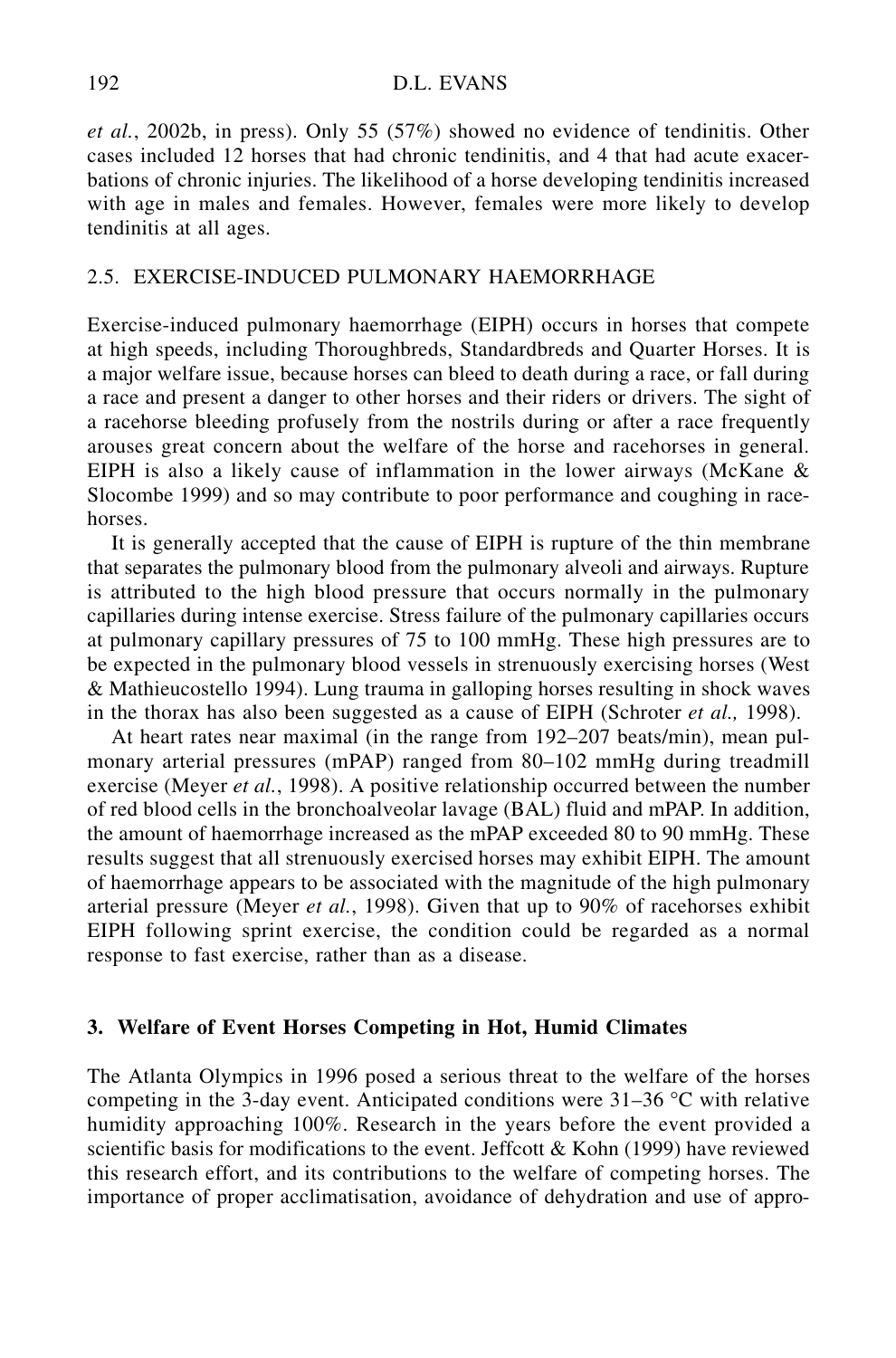*et al.*, 2002b, in press). Only 55 (57%) showed no evidence of tendinitis. Other cases included 12 horses that had chronic tendinitis, and 4 that had acute exacerbations of chronic injuries. The likelihood of a horse developing tendinitis increased with age in males and females. However, females were more likely to develop tendinitis at all ages.

### 2.5. EXERCISE-INDUCED PULMONARY HAEMORRHAGE

Exercise-induced pulmonary haemorrhage (EIPH) occurs in horses that compete at high speeds, including Thoroughbreds, Standardbreds and Quarter Horses. It is a major welfare issue, because horses can bleed to death during a race, or fall during a race and present a danger to other horses and their riders or drivers. The sight of a racehorse bleeding profusely from the nostrils during or after a race frequently arouses great concern about the welfare of the horse and racehorses in general. EIPH is also a likely cause of inflammation in the lower airways (McKane & Slocombe 1999) and so may contribute to poor performance and coughing in racehorses.

It is generally accepted that the cause of EIPH is rupture of the thin membrane that separates the pulmonary blood from the pulmonary alveoli and airways. Rupture is attributed to the high blood pressure that occurs normally in the pulmonary capillaries during intense exercise. Stress failure of the pulmonary capillaries occurs at pulmonary capillary pressures of 75 to 100 mmHg. These high pressures are to be expected in the pulmonary blood vessels in strenuously exercising horses (West & Mathieucostello 1994). Lung trauma in galloping horses resulting in shock waves in the thorax has also been suggested as a cause of EIPH (Schroter *et al.,* 1998).

At heart rates near maximal (in the range from 192–207 beats/min), mean pulmonary arterial pressures (mPAP) ranged from 80–102 mmHg during treadmill exercise (Meyer *et al.*, 1998). A positive relationship occurred between the number of red blood cells in the bronchoalveolar lavage (BAL) fluid and mPAP. In addition, the amount of haemorrhage increased as the mPAP exceeded 80 to 90 mmHg. These results suggest that all strenuously exercised horses may exhibit EIPH. The amount of haemorrhage appears to be associated with the magnitude of the high pulmonary arterial pressure (Meyer *et al.*, 1998). Given that up to 90% of racehorses exhibit EIPH following sprint exercise, the condition could be regarded as a normal response to fast exercise, rather than as a disease.

## 3. Welfare of Event Horses Competing in Hot, Humid Climates

The Atlanta Olympics in 1996 posed a serious threat to the welfare of the horses competing in the 3-day event. Anticipated conditions were 31–36 °C with relative humidity approaching 100%. Research in the years before the event provided a scientific basis for modifications to the event. Jeffcott & Kohn (1999) have reviewed this research effort, and its contributions to the welfare of competing horses. The importance of proper acclimatisation, avoidance of dehydration and use of appro-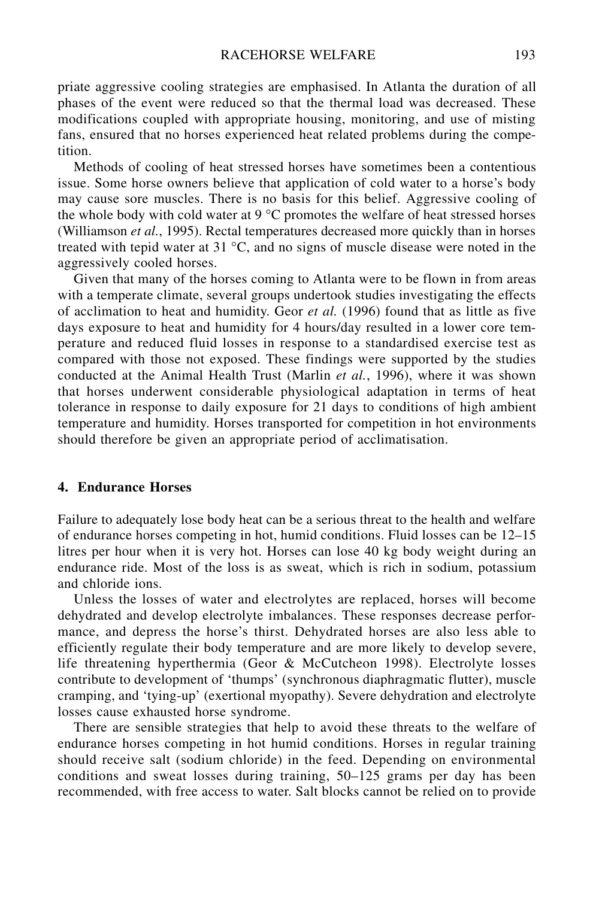priate aggressive cooling strategies are emphasised. In Atlanta the duration of all phases of the event were reduced so that the thermal load was decreased. These modifications coupled with appropriate housing, monitoring, and use of misting fans, ensured that no horses experienced heat related problems during the competition.

Methods of cooling of heat stressed horses have sometimes been a contentious issue. Some horse owners believe that application of cold water to a horse's body may cause sore muscles. There is no basis for this belief. Aggressive cooling of the whole body with cold water at 9 °C promotes the welfare of heat stressed horses (Williamson *et al.*, 1995). Rectal temperatures decreased more quickly than in horses treated with tepid water at 31 °C, and no signs of muscle disease were noted in the aggressively cooled horses.

Given that many of the horses coming to Atlanta were to be flown in from areas with a temperate climate, several groups undertook studies investigating the effects of acclimation to heat and humidity. Geor *et al.* (1996) found that as little as five days exposure to heat and humidity for 4 hours/day resulted in a lower core temperature and reduced fluid losses in response to a standardised exercise test as compared with those not exposed. These findings were supported by the studies conducted at the Animal Health Trust (Marlin *et al.*, 1996), where it was shown that horses underwent considerable physiological adaptation in terms of heat tolerance in response to daily exposure for 21 days to conditions of high ambient temperature and humidity. Horses transported for competition in hot environments should therefore be given an appropriate period of acclimatisation.

## 4. Endurance Horses

Failure to adequately lose body heat can be a serious threat to the health and welfare of endurance horses competing in hot, humid conditions. Fluid losses can be 12–15 litres per hour when it is very hot. Horses can lose 40 kg body weight during an endurance ride. Most of the loss is as sweat, which is rich in sodium, potassium and chloride ions.

Unless the losses of water and electrolytes are replaced, horses will become dehydrated and develop electrolyte imbalances. These responses decrease performance, and depress the horse's thirst. Dehydrated horses are also less able to efficiently regulate their body temperature and are more likely to develop severe, life threatening hyperthermia (Geor & McCutcheon 1998). Electrolyte losses contribute to development of 'thumps' (synchronous diaphragmatic flutter), muscle cramping, and 'tying-up' (exertional myopathy). Severe dehydration and electrolyte losses cause exhausted horse syndrome.

There are sensible strategies that help to avoid these threats to the welfare of endurance horses competing in hot humid conditions. Horses in regular training should receive salt (sodium chloride) in the feed. Depending on environmental conditions and sweat losses during training, 50–125 grams per day has been recommended, with free access to water. Salt blocks cannot be relied on to provide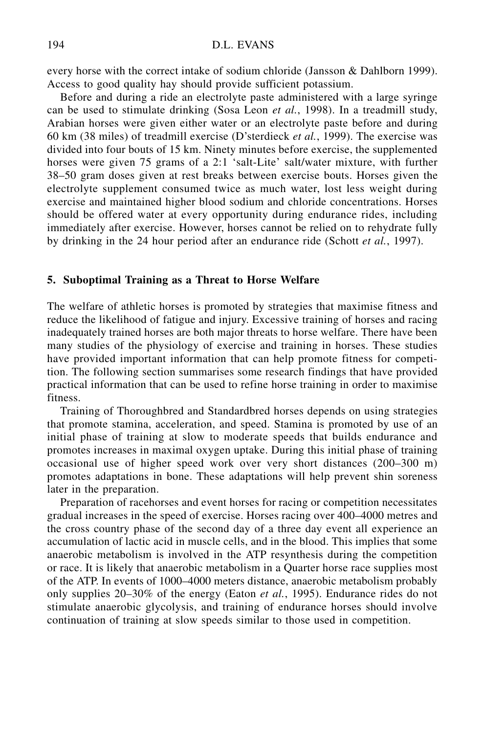every horse with the correct intake of sodium chloride (Jansson & Dahlborn 1999). Access to good quality hay should provide sufficient potassium.

Before and during a ride an electrolyte paste administered with a large syringe can be used to stimulate drinking (Sosa Leon *et al.*, 1998). In a treadmill study, Arabian horses were given either water or an electrolyte paste before and during 60 km (38 miles) of treadmill exercise (D'sterdieck *et al.*, 1999). The exercise was divided into four bouts of 15 km. Ninety minutes before exercise, the supplemented horses were given 75 grams of a 2:1 'salt-Lite' salt/water mixture, with further 38–50 gram doses given at rest breaks between exercise bouts. Horses given the electrolyte supplement consumed twice as much water, lost less weight during exercise and maintained higher blood sodium and chloride concentrations. Horses should be offered water at every opportunity during endurance rides, including immediately after exercise. However, horses cannot be relied on to rehydrate fully by drinking in the 24 hour period after an endurance ride (Schott *et al.*, 1997).

## 5. Suboptimal Training as a Threat to Horse Welfare

The welfare of athletic horses is promoted by strategies that maximise fitness and reduce the likelihood of fatigue and injury. Excessive training of horses and racing inadequately trained horses are both major threats to horse welfare. There have been many studies of the physiology of exercise and training in horses. These studies have provided important information that can help promote fitness for competition. The following section summarises some research findings that have provided practical information that can be used to refine horse training in order to maximise fitness.

Training of Thoroughbred and Standardbred horses depends on using strategies that promote stamina, acceleration, and speed. Stamina is promoted by use of an initial phase of training at slow to moderate speeds that builds endurance and promotes increases in maximal oxygen uptake. During this initial phase of training occasional use of higher speed work over very short distances (200–300 m) promotes adaptations in bone. These adaptations will help prevent shin soreness later in the preparation.

Preparation of racehorses and event horses for racing or competition necessitates gradual increases in the speed of exercise. Horses racing over 400–4000 metres and the cross country phase of the second day of a three day event all experience an accumulation of lactic acid in muscle cells, and in the blood. This implies that some anaerobic metabolism is involved in the ATP resynthesis during the competition or race. It is likely that anaerobic metabolism in a Quarter horse race supplies most of the ATP. In events of 1000–4000 meters distance, anaerobic metabolism probably only supplies 20–30% of the energy (Eaton *et al.*, 1995). Endurance rides do not stimulate anaerobic glycolysis, and training of endurance horses should involve continuation of training at slow speeds similar to those used in competition.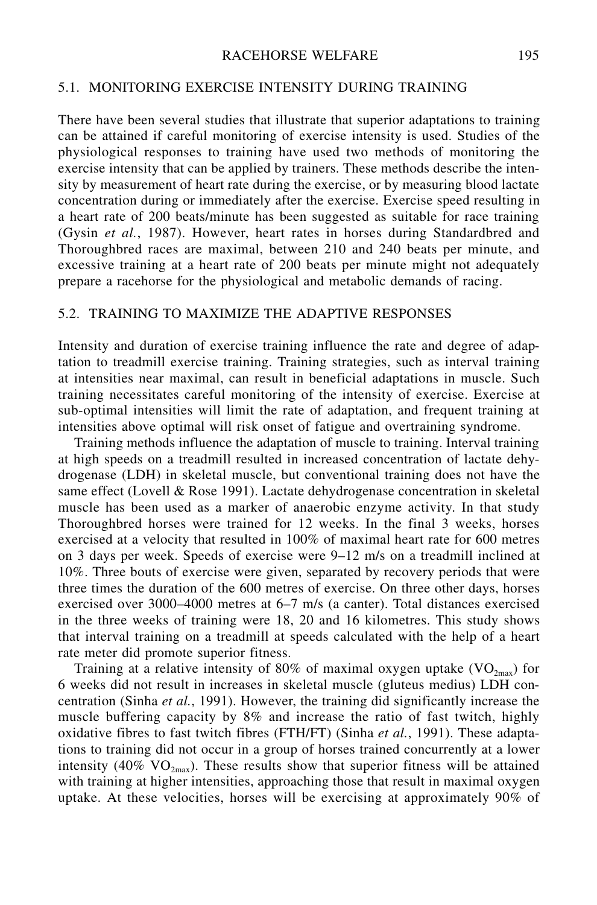## 5.1. MONITORING EXERCISE INTENSITY DURING TRAINING

There have been several studies that illustrate that superior adaptations to training can be attained if careful monitoring of exercise intensity is used. Studies of the physiological responses to training have used two methods of monitoring the exercise intensity that can be applied by trainers. These methods describe the intensity by measurement of heart rate during the exercise, or by measuring blood lactate concentration during or immediately after the exercise. Exercise speed resulting in a heart rate of 200 beats/minute has been suggested as suitable for race training (Gysin *et al.*, 1987). However, heart rates in horses during Standardbred and Thoroughbred races are maximal, between 210 and 240 beats per minute, and excessive training at a heart rate of 200 beats per minute might not adequately prepare a racehorse for the physiological and metabolic demands of racing.

## 5.2. TRAINING TO MAXIMIZE THE ADAPTIVE RESPONSES

Intensity and duration of exercise training influence the rate and degree of adaptation to treadmill exercise training. Training strategies, such as interval training at intensities near maximal, can result in beneficial adaptations in muscle. Such training necessitates careful monitoring of the intensity of exercise. Exercise at sub-optimal intensities will limit the rate of adaptation, and frequent training at intensities above optimal will risk onset of fatigue and overtraining syndrome.

Training methods influence the adaptation of muscle to training. Interval training at high speeds on a treadmill resulted in increased concentration of lactate dehydrogenase (LDH) in skeletal muscle, but conventional training does not have the same effect (Lovell & Rose 1991). Lactate dehydrogenase concentration in skeletal muscle has been used as a marker of anaerobic enzyme activity. In that study Thoroughbred horses were trained for 12 weeks. In the final 3 weeks, horses exercised at a velocity that resulted in 100% of maximal heart rate for 600 metres on 3 days per week. Speeds of exercise were 9–12 m/s on a treadmill inclined at 10%. Three bouts of exercise were given, separated by recovery periods that were three times the duration of the 600 metres of exercise. On three other days, horses exercised over 3000–4000 metres at 6–7 m/s (a canter). Total distances exercised in the three weeks of training were 18, 20 and 16 kilometres. This study shows that interval training on a treadmill at speeds calculated with the help of a heart rate meter did promote superior fitness.

Training at a relative intensity of 80% of maximal oxygen uptake ($VO_{2max}$) for 6 weeks did not result in increases in skeletal muscle (gluteus medius) LDH concentration (Sinha *et al.*, 1991). However, the training did significantly increase the muscle buffering capacity by 8% and increase the ratio of fast twitch, highly oxidative fibres to fast twitch fibres (FTH/FT) (Sinha *et al.*, 1991). These adaptations to training did not occur in a group of horses trained concurrently at a lower intensity (40% $VO_{2max}$). These results show that superior fitness will be attained with training at higher intensities, approaching those that result in maximal oxygen uptake. At these velocities, horses will be exercising at approximately 90% of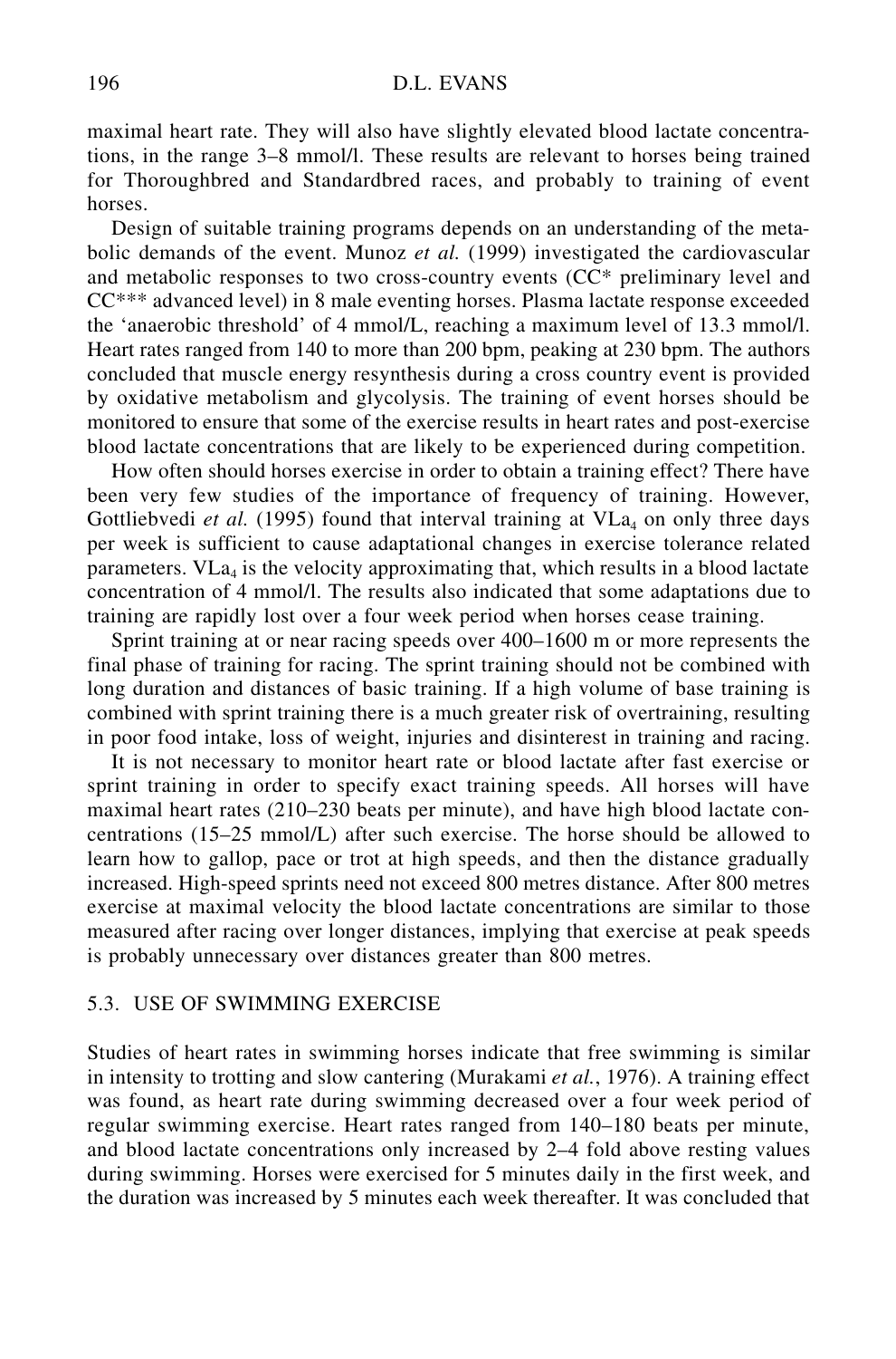maximal heart rate. They will also have slightly elevated blood lactate concentrations, in the range 3–8 mmol/l. These results are relevant to horses being trained for Thoroughbred and Standardbred races, and probably to training of event horses.

Design of suitable training programs depends on an understanding of the metabolic demands of the event. Munoz *et al.* (1999) investigated the cardiovascular and metabolic responses to two cross-country events (CC* preliminary level and CC*** advanced level) in 8 male eventing horses. Plasma lactate response exceeded the 'anaerobic threshold' of 4 mmol/L, reaching a maximum level of 13.3 mmol/l. Heart rates ranged from 140 to more than 200 bpm, peaking at 230 bpm. The authors concluded that muscle energy resynthesis during a cross country event is provided by oxidative metabolism and glycolysis. The training of event horses should be monitored to ensure that some of the exercise results in heart rates and post-exercise blood lactate concentrations that are likely to be experienced during competition.

How often should horses exercise in order to obtain a training effect? There have been very few studies of the importance of frequency of training. However, Gottliebvedi *et al.* (1995) found that interval training at $VLa_4$ on only three days per week is sufficient to cause adaptational changes in exercise tolerance related parameters. $VLa_4$ is the velocity approximating that, which results in a blood lactate concentration of 4 mmol/l. The results also indicated that some adaptations due to training are rapidly lost over a four week period when horses cease training.

Sprint training at or near racing speeds over 400–1600 m or more represents the final phase of training for racing. The sprint training should not be combined with long duration and distances of basic training. If a high volume of base training is combined with sprint training there is a much greater risk of overtraining, resulting in poor food intake, loss of weight, injuries and disinterest in training and racing.

It is not necessary to monitor heart rate or blood lactate after fast exercise or sprint training in order to specify exact training speeds. All horses will have maximal heart rates (210–230 beats per minute), and have high blood lactate concentrations (15–25 mmol/L) after such exercise. The horse should be allowed to learn how to gallop, pace or trot at high speeds, and then the distance gradually increased. High-speed sprints need not exceed 800 metres distance. After 800 metres exercise at maximal velocity the blood lactate concentrations are similar to those measured after racing over longer distances, implying that exercise at peak speeds is probably unnecessary over distances greater than 800 metres.

### 5.3. USE OF SWIMMING EXERCISE

Studies of heart rates in swimming horses indicate that free swimming is similar in intensity to trotting and slow cantering (Murakami *et al.*, 1976). A training effect was found, as heart rate during swimming decreased over a four week period of regular swimming exercise. Heart rates ranged from 140–180 beats per minute, and blood lactate concentrations only increased by 2–4 fold above resting values during swimming. Horses were exercised for 5 minutes daily in the first week, and the duration was increased by 5 minutes each week thereafter. It was concluded that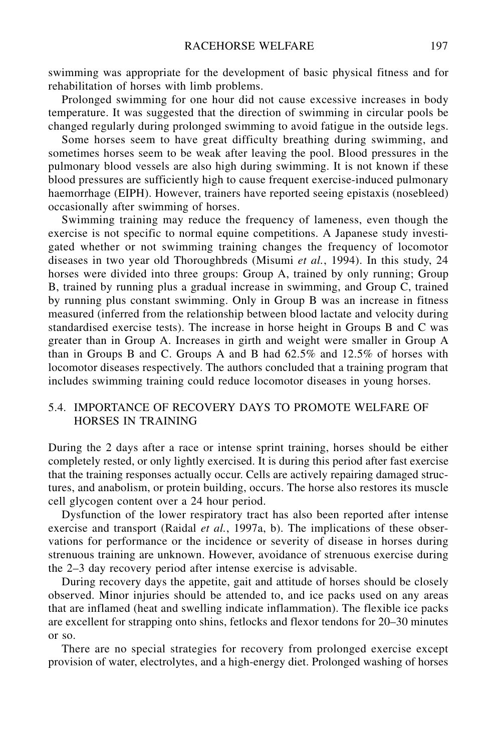swimming was appropriate for the development of basic physical fitness and for rehabilitation of horses with limb problems.

Prolonged swimming for one hour did not cause excessive increases in body temperature. It was suggested that the direction of swimming in circular pools be changed regularly during prolonged swimming to avoid fatigue in the outside legs.

Some horses seem to have great difficulty breathing during swimming, and sometimes horses seem to be weak after leaving the pool. Blood pressures in the pulmonary blood vessels are also high during swimming. It is not known if these blood pressures are sufficiently high to cause frequent exercise-induced pulmonary haemorrhage (EIPH). However, trainers have reported seeing epistaxis (nosebleed) occasionally after swimming of horses.

Swimming training may reduce the frequency of lameness, even though the exercise is not specific to normal equine competitions. A Japanese study investigated whether or not swimming training changes the frequency of locomotor diseases in two year old Thoroughbreds (Misumi *et al.*, 1994). In this study, 24 horses were divided into three groups: Group A, trained by only running; Group B, trained by running plus a gradual increase in swimming, and Group C, trained by running plus constant swimming. Only in Group B was an increase in fitness measured (inferred from the relationship between blood lactate and velocity during standardised exercise tests). The increase in horse height in Groups B and C was greater than in Group A. Increases in girth and weight were smaller in Group A than in Groups B and C. Groups A and B had 62.5% and 12.5% of horses with locomotor diseases respectively. The authors concluded that a training program that includes swimming training could reduce locomotor diseases in young horses.

## 5.4. IMPORTANCE OF RECOVERY DAYS TO PROMOTE WELFARE OF HORSES IN TRAINING

During the 2 days after a race or intense sprint training, horses should be either completely rested, or only lightly exercised. It is during this period after fast exercise that the training responses actually occur. Cells are actively repairing damaged structures, and anabolism, or protein building, occurs. The horse also restores its muscle cell glycogen content over a 24 hour period.

Dysfunction of the lower respiratory tract has also been reported after intense exercise and transport (Raidal *et al.*, 1997a, b). The implications of these observations for performance or the incidence or severity of disease in horses during strenuous training are unknown. However, avoidance of strenuous exercise during the 2–3 day recovery period after intense exercise is advisable.

During recovery days the appetite, gait and attitude of horses should be closely observed. Minor injuries should be attended to, and ice packs used on any areas that are inflamed (heat and swelling indicate inflammation). The flexible ice packs are excellent for strapping onto shins, fetlocks and flexor tendons for 20–30 minutes or so.

There are no special strategies for recovery from prolonged exercise except provision of water, electrolytes, and a high-energy diet. Prolonged washing of horses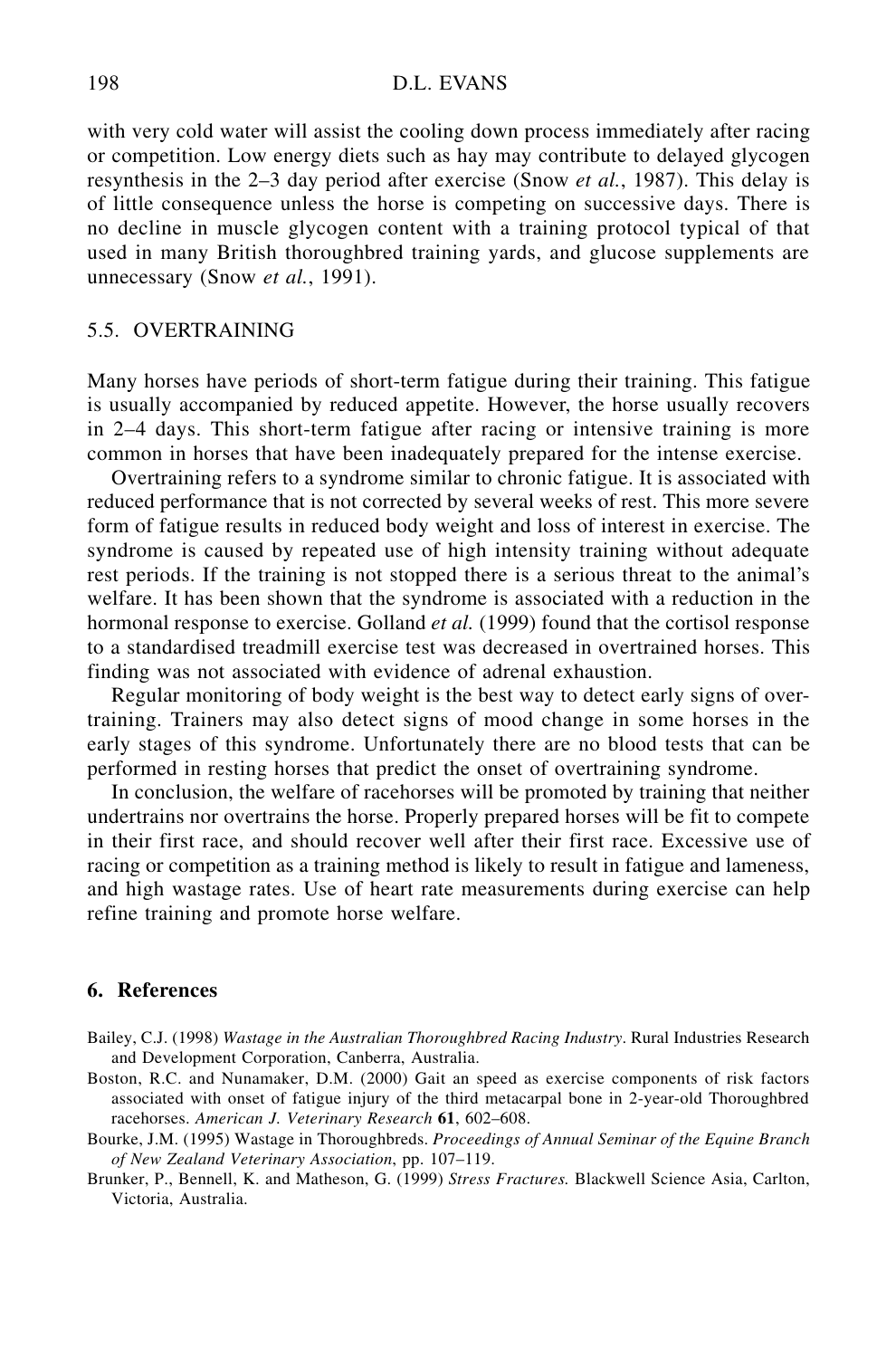with very cold water will assist the cooling down process immediately after racing or competition. Low energy diets such as hay may contribute to delayed glycogen resynthesis in the 2–3 day period after exercise (Snow *et al.*, 1987). This delay is of little consequence unless the horse is competing on successive days. There is no decline in muscle glycogen content with a training protocol typical of that used in many British thoroughbred training yards, and glucose supplements are unnecessary (Snow *et al.*, 1991).

### 5.5. OVERTRAINING

Many horses have periods of short-term fatigue during their training. This fatigue is usually accompanied by reduced appetite. However, the horse usually recovers in 2–4 days. This short-term fatigue after racing or intensive training is more common in horses that have been inadequately prepared for the intense exercise.

Overtraining refers to a syndrome similar to chronic fatigue. It is associated with reduced performance that is not corrected by several weeks of rest. This more severe form of fatigue results in reduced body weight and loss of interest in exercise. The syndrome is caused by repeated use of high intensity training without adequate rest periods. If the training is not stopped there is a serious threat to the animal's welfare. It has been shown that the syndrome is associated with a reduction in the hormonal response to exercise. Golland *et al.* (1999) found that the cortisol response to a standardised treadmill exercise test was decreased in overtrained horses. This finding was not associated with evidence of adrenal exhaustion.

Regular monitoring of body weight is the best way to detect early signs of overtraining. Trainers may also detect signs of mood change in some horses in the early stages of this syndrome. Unfortunately there are no blood tests that can be performed in resting horses that predict the onset of overtraining syndrome.

In conclusion, the welfare of racehorses will be promoted by training that neither undertrains nor overtrains the horse. Properly prepared horses will be fit to compete in their first race, and should recover well after their first race. Excessive use of racing or competition as a training method is likely to result in fatigue and lameness, and high wastage rates. Use of heart rate measurements during exercise can help refine training and promote horse welfare.

## 6. References

Bailey, C.J. (1998) *Wastage in the Australian Thoroughbred Racing Industry*. Rural Industries Research and Development Corporation, Canberra, Australia.

Boston, R.C. and Nunamaker, D.M. (2000) Gait an speed as exercise components of risk factors associated with onset of fatigue injury of the third metacarpal bone in 2-year-old Thoroughbred racehorses. *American J. Veterinary Research* **61**, 602–608.

Bourke, J.M. (1995) Wastage in Thoroughbreds. *Proceedings of Annual Seminar of the Equine Branch of New Zealand Veterinary Association*, pp. 107–119.

Brunker, P., Bennell, K. and Matheson, G. (1999) *Stress Fractures.* Blackwell Science Asia, Carlton, Victoria, Australia.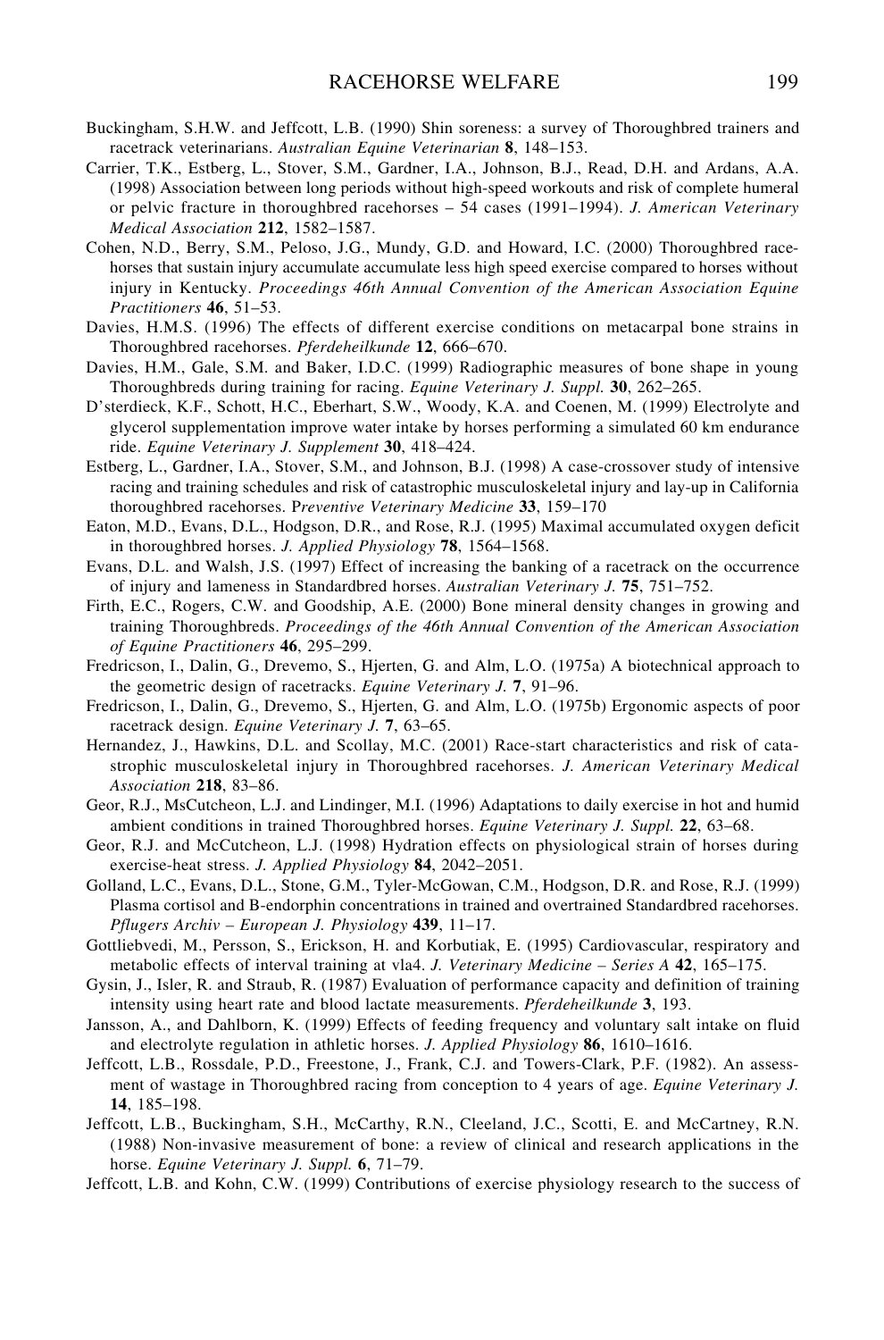Buckingham, S.H.W. and Jeffcott, L.B. (1990) Shin soreness: a survey of Thoroughbred trainers and racetrack veterinarians. *Australian Equine Veterinarian* **8**, 148–153.

Carrier, T.K., Estberg, L., Stover, S.M., Gardner, I.A., Johnson, B.J., Read, D.H. and Ardans, A.A. (1998) Association between long periods without high-speed workouts and risk of complete humeral or pelvic fracture in thoroughbred racehorses – 54 cases (1991–1994). *J. American Veterinary Medical Association* **212**, 1582–1587.

Cohen, N.D., Berry, S.M., Peloso, J.G., Mundy, G.D. and Howard, I.C. (2000) Thoroughbred racehorses that sustain injury accumulate accumulate less high speed exercise compared to horses without injury in Kentucky. *Proceedings 46th Annual Convention of the American Association Equine Practitioners* **46**, 51–53.

Davies, H.M.S. (1996) The effects of different exercise conditions on metacarpal bone strains in Thoroughbred racehorses. *Pferdeheilkunde* **12**, 666–670.

Davies, H.M., Gale, S.M. and Baker, I.D.C. (1999) Radiographic measures of bone shape in young Thoroughbreds during training for racing. *Equine Veterinary J. Suppl.* **30**, 262–265.

D'sterdieck, K.F., Schott, H.C., Eberhart, S.W., Woody, K.A. and Coenen, M. (1999) Electrolyte and glycerol supplementation improve water intake by horses performing a simulated 60 km endurance ride. *Equine Veterinary J. Supplement* **30**, 418–424.

Estberg, L., Gardner, I.A., Stover, S.M., and Johnson, B.J. (1998) A case-crossover study of intensive racing and training schedules and risk of catastrophic musculoskeletal injury and lay-up in California thoroughbred racehorses. *Preventive Veterinary Medicine* **33**, 159–170

Eaton, M.D., Evans, D.L., Hodgson, D.R., and Rose, R.J. (1995) Maximal accumulated oxygen deficit in thoroughbred horses. *J. Applied Physiology* **78**, 1564–1568.

Evans, D.L. and Walsh, J.S. (1997) Effect of increasing the banking of a racetrack on the occurrence of injury and lameness in Standardbred horses. *Australian Veterinary J.* **75**, 751–752.

Firth, E.C., Rogers, C.W. and Goodship, A.E. (2000) Bone mineral density changes in growing and training Thoroughbreds. *Proceedings of the 46th Annual Convention of the American Association of Equine Practitioners* **46**, 295–299.

Fredricson, I., Dalin, G., Drevemo, S., Hjerten, G. and Alm, L.O. (1975a) A biotechnical approach to the geometric design of racetracks. *Equine Veterinary J.* **7**, 91–96.

Fredricson, I., Dalin, G., Drevemo, S., Hjerten, G. and Alm, L.O. (1975b) Ergonomic aspects of poor racetrack design. *Equine Veterinary J.* **7**, 63–65.

Hernandez, J., Hawkins, D.L. and Scollay, M.C. (2001) Race-start characteristics and risk of catastrophic musculoskeletal injury in Thoroughbred racehorses. *J. American Veterinary Medical Association* **218**, 83–86.

Geor, R.J., MsCutcheon, L.J. and Lindinger, M.I. (1996) Adaptations to daily exercise in hot and humid ambient conditions in trained Thoroughbred horses. *Equine Veterinary J. Suppl.* **22**, 63–68.

Geor, R.J. and McCutcheon, L.J. (1998) Hydration effects on physiological strain of horses during exercise-heat stress. *J. Applied Physiology* **84**, 2042–2051.

Golland, L.C., Evans, D.L., Stone, G.M., Tyler-McGowan, C.M., Hodgson, D.R. and Rose, R.J. (1999) Plasma cortisol and B-endorphin concentrations in trained and overtrained Standardbred racehorses. *Pflugers Archiv – European J. Physiology* **439**, 11–17.

Gottliebvedi, M., Persson, S., Erickson, H. and Korbutiak, E. (1995) Cardiovascular, respiratory and metabolic effects of interval training at vla4. *J. Veterinary Medicine – Series A* **42**, 165–175.

Gysin, J., Isler, R. and Straub, R. (1987) Evaluation of performance capacity and definition of training intensity using heart rate and blood lactate measurements. *Pferdeheilkunde* **3**, 193.

Jansson, A., and Dahlborn, K. (1999) Effects of feeding frequency and voluntary salt intake on fluid and electrolyte regulation in athletic horses. *J. Applied Physiology* **86**, 1610–1616.

Jeffcott, L.B., Rossdale, P.D., Freestone, J., Frank, C.J. and Towers-Clark, P.F. (1982). An assessment of wastage in Thoroughbred racing from conception to 4 years of age. *Equine Veterinary J.* **14**, 185–198.

Jeffcott, L.B., Buckingham, S.H., McCarthy, R.N., Cleeland, J.C., Scotti, E. and McCartney, R.N. (1988) Non-invasive measurement of bone: a review of clinical and research applications in the horse. *Equine Veterinary J. Suppl.* **6**, 71–79.

Jeffcott, L.B. and Kohn, C.W. (1999) Contributions of exercise physiology research to the success of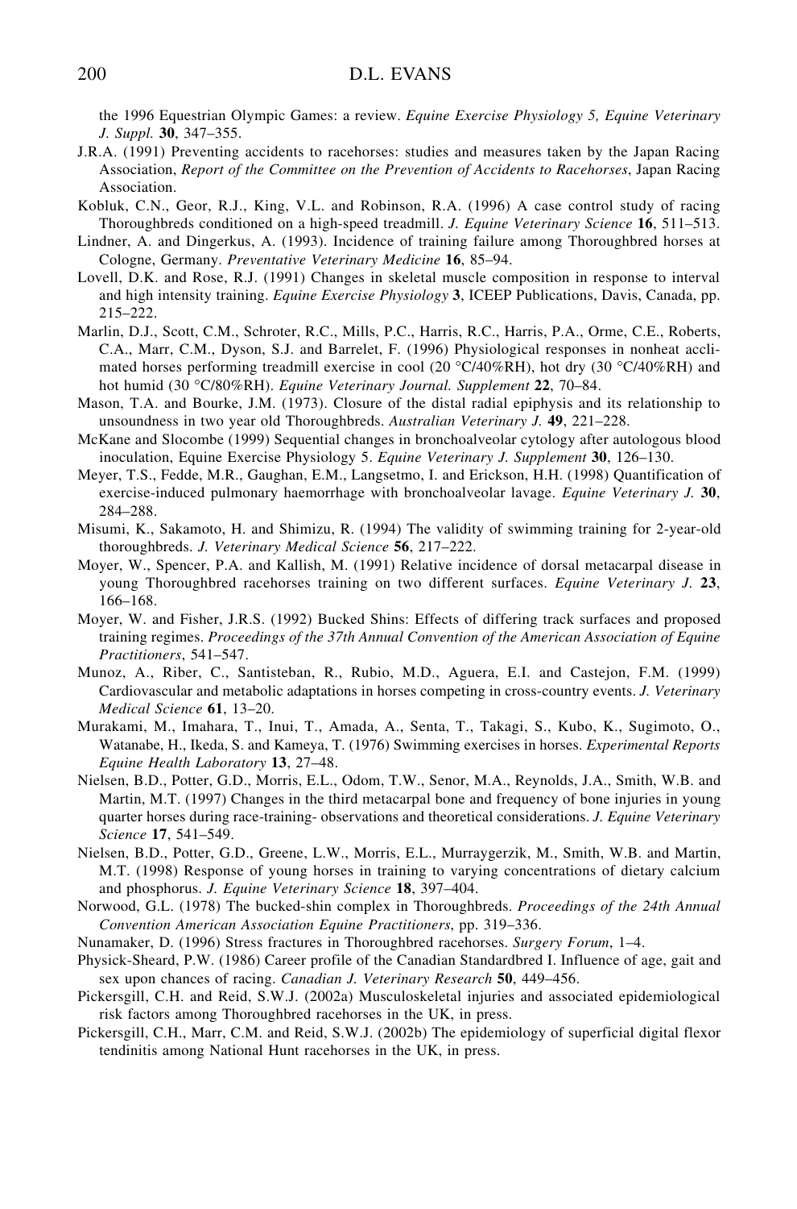the 1996 Equestrian Olympic Games: a review. *Equine Exercise Physiology 5, Equine Veterinary J. Suppl.* **30**, 347–355.

J.R.A. (1991) Preventing accidents to racehorses: studies and measures taken by the Japan Racing Association, *Report of the Committee on the Prevention of Accidents to Racehorses*, Japan Racing Association.

Kobluk, C.N., Geor, R.J., King, V.L. and Robinson, R.A. (1996) A case control study of racing Thoroughbreds conditioned on a high-speed treadmill. *J. Equine Veterinary Science* **16**, 511–513.

Lindner, A. and Dingerkus, A. (1993). Incidence of training failure among Thoroughbred horses at Cologne, Germany. *Preventative Veterinary Medicine* **16**, 85–94.

Lovell, D.K. and Rose, R.J. (1991) Changes in skeletal muscle composition in response to interval and high intensity training. *Equine Exercise Physiology* **3**, ICEEP Publications, Davis, Canada, pp. 215–222.

Marlin, D.J., Scott, C.M., Schroter, R.C., Mills, P.C., Harris, R.C., Harris, P.A., Orme, C.E., Roberts, C.A., Marr, C.M., Dyson, S.J. and Barrelet, F. (1996) Physiological responses in nonheat acclimated horses performing treadmill exercise in cool (20 °C/40%RH), hot dry (30 °C/40%RH) and hot humid (30 °C/80%RH). *Equine Veterinary Journal. Supplement* **22**, 70–84.

Mason, T.A. and Bourke, J.M. (1973). Closure of the distal radial epiphysis and its relationship to unsoundness in two year old Thoroughbreds. *Australian Veterinary J.* **49**, 221–228.

McKane and Slocombe (1999) Sequential changes in bronchoalveolar cytology after autologous blood inoculation, Equine Exercise Physiology 5. *Equine Veterinary J. Supplement* **30**, 126–130.

Meyer, T.S., Fedde, M.R., Gaughan, E.M., Langsetmo, I. and Erickson, H.H. (1998) Quantification of exercise-induced pulmonary haemorrhage with bronchoalveolar lavage. *Equine Veterinary J.* **30**, 284–288.

Misumi, K., Sakamoto, H. and Shimizu, R. (1994) The validity of swimming training for 2-year-old thoroughbreds. *J. Veterinary Medical Science* **56**, 217–222.

Moyer, W., Spencer, P.A. and Kallish, M. (1991) Relative incidence of dorsal metacarpal disease in young Thoroughbred racehorses training on two different surfaces. *Equine Veterinary J.* **23**, 166–168.

Moyer, W. and Fisher, J.R.S. (1992) Bucked Shins: Effects of differing track surfaces and proposed training regimes. *Proceedings of the 37th Annual Convention of the American Association of Equine Practitioners*, 541–547.

Munoz, A., Riber, C., Santisteban, R., Rubio, M.D., Aguera, E.I. and Castejon, F.M. (1999) Cardiovascular and metabolic adaptations in horses competing in cross-country events. *J. Veterinary Medical Science* **61**, 13–20.

Murakami, M., Imahara, T., Inui, T., Amada, A., Senta, T., Takagi, S., Kubo, K., Sugimoto, O., Watanabe, H., Ikeda, S. and Kameya, T. (1976) Swimming exercises in horses. *Experimental Reports Equine Health Laboratory* **13**, 27–48.

Nielsen, B.D., Potter, G.D., Morris, E.L., Odom, T.W., Senor, M.A., Reynolds, J.A., Smith, W.B. and Martin, M.T. (1997) Changes in the third metacarpal bone and frequency of bone injuries in young quarter horses during race-training- observations and theoretical considerations. *J. Equine Veterinary Science* **17**, 541–549.

Nielsen, B.D., Potter, G.D., Greene, L.W., Morris, E.L., Murraygerzik, M., Smith, W.B. and Martin, M.T. (1998) Response of young horses in training to varying concentrations of dietary calcium and phosphorus. *J. Equine Veterinary Science* **18**, 397–404.

Norwood, G.L. (1978) The bucked-shin complex in Thoroughbreds. *Proceedings of the 24th Annual Convention American Association Equine Practitioners*, pp. 319–336.

Nunamaker, D. (1996) Stress fractures in Thoroughbred racehorses. *Surgery Forum*, 1–4.

Physick-Sheard, P.W. (1986) Career profile of the Canadian Standardbred I. Influence of age, gait and sex upon chances of racing. *Canadian J. Veterinary Research* **50**, 449–456.

Pickersgill, C.H. and Reid, S.W.J. (2002a) Musculoskeletal injuries and associated epidemiological risk factors among Thoroughbred racehorses in the UK, in press.

Pickersgill, C.H., Marr, C.M. and Reid, S.W.J. (2002b) The epidemiology of superficial digital flexor tendinitis among National Hunt racehorses in the UK, in press.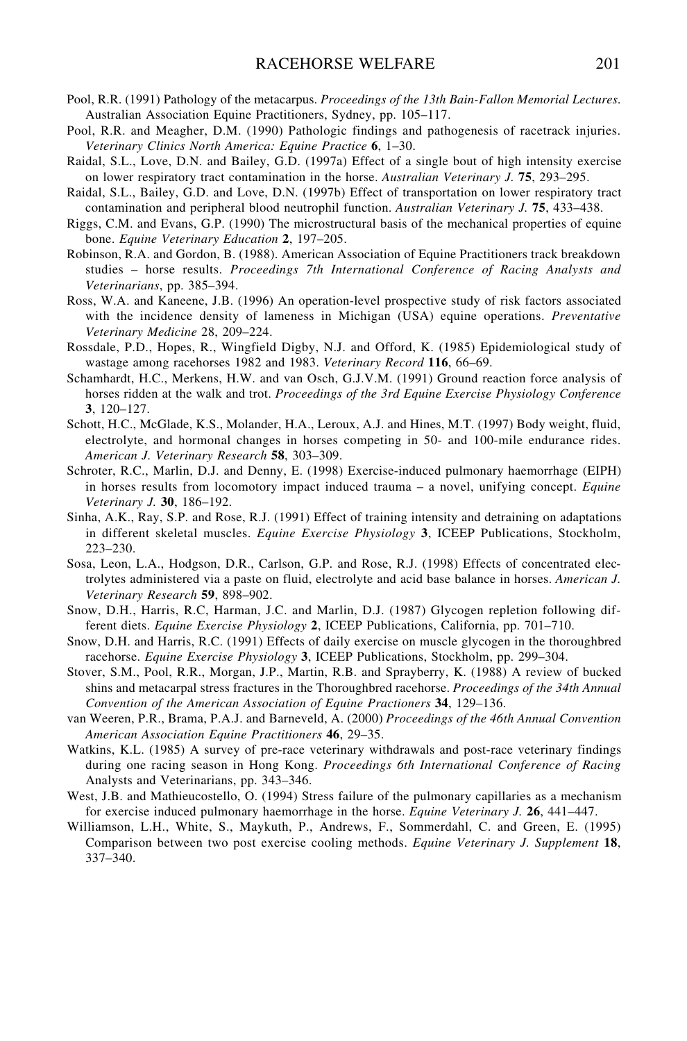Pool, R.R. (1991) Pathology of the metacarpus. *Proceedings of the 13th Bain-Fallon Memorial Lectures.* Australian Association Equine Practitioners, Sydney, pp. 105–117.

Pool, R.R. and Meagher, D.M. (1990) Pathologic findings and pathogenesis of racetrack injuries. *Veterinary Clinics North America: Equine Practice* **6**, 1–30.

Raidal, S.L., Love, D.N. and Bailey, G.D. (1997a) Effect of a single bout of high intensity exercise on lower respiratory tract contamination in the horse. *Australian Veterinary J.* **75**, 293–295.

Raidal, S.L., Bailey, G.D. and Love, D.N. (1997b) Effect of transportation on lower respiratory tract contamination and peripheral blood neutrophil function. *Australian Veterinary J.* **75**, 433–438.

Riggs, C.M. and Evans, G.P. (1990) The microstructural basis of the mechanical properties of equine bone. *Equine Veterinary Education* **2**, 197–205.

Robinson, R.A. and Gordon, B. (1988). American Association of Equine Practitioners track breakdown studies – horse results. *Proceedings 7th International Conference of Racing Analysts and Veterinarians*, pp. 385–394.

Ross, W.A. and Kaneene, J.B. (1996) An operation-level prospective study of risk factors associated with the incidence density of lameness in Michigan (USA) equine operations. *Preventative Veterinary Medicine* 28, 209–224.

Rossdale, P.D., Hopes, R., Wingfield Digby, N.J. and Offord, K. (1985) Epidemiological study of wastage among racehorses 1982 and 1983. *Veterinary Record* **116**, 66–69.

Schamhardt, H.C., Merkens, H.W. and van Osch, G.J.V.M. (1991) Ground reaction force analysis of horses ridden at the walk and trot. *Proceedings of the 3rd Equine Exercise Physiology Conference* **3**, 120–127.

Schott, H.C., McGlade, K.S., Molander, H.A., Leroux, A.J. and Hines, M.T. (1997) Body weight, fluid, electrolyte, and hormonal changes in horses competing in 50- and 100-mile endurance rides. *American J. Veterinary Research* **58**, 303–309.

Schroter, R.C., Marlin, D.J. and Denny, E. (1998) Exercise-induced pulmonary haemorrhage (EIPH) in horses results from locomotory impact induced trauma – a novel, unifying concept. *Equine Veterinary J.* **30**, 186–192.

Sinha, A.K., Ray, S.P. and Rose, R.J. (1991) Effect of training intensity and detraining on adaptations in different skeletal muscles. *Equine Exercise Physiology* **3**, ICEEP Publications, Stockholm, 223–230.

Sosa, Leon, L.A., Hodgson, D.R., Carlson, G.P. and Rose, R.J. (1998) Effects of concentrated electrolytes administered via a paste on fluid, electrolyte and acid base balance in horses. *American J. Veterinary Research* **59**, 898–902.

Snow, D.H., Harris, R.C, Harman, J.C. and Marlin, D.J. (1987) Glycogen repletion following different diets. *Equine Exercise Physiology* **2**, ICEEP Publications, California, pp. 701–710.

Snow, D.H. and Harris, R.C. (1991) Effects of daily exercise on muscle glycogen in the thoroughbred racehorse. *Equine Exercise Physiology* **3**, ICEEP Publications, Stockholm, pp. 299–304.

Stover, S.M., Pool, R.R., Morgan, J.P., Martin, R.B. and Sprayberry, K. (1988) A review of bucked shins and metacarpal stress fractures in the Thoroughbred racehorse. *Proceedings of the 34th Annual Convention of the American Association of Equine Practioners* **34**, 129–136.

van Weeren, P.R., Brama, P.A.J. and Barneveld, A. (2000) *Proceedings of the 46th Annual Convention American Association Equine Practitioners* **46**, 29–35.

Watkins, K.L. (1985) A survey of pre-race veterinary withdrawals and post-race veterinary findings during one racing season in Hong Kong. *Proceedings 6th International Conference of Racing* Analysts and Veterinarians, pp. 343–346.

West, J.B. and Mathieucostello, O. (1994) Stress failure of the pulmonary capillaries as a mechanism for exercise induced pulmonary haemorrhage in the horse. *Equine Veterinary J.* **26**, 441–447.

Williamson, L.H., White, S., Maykuth, P., Andrews, F., Sommerdahl, C. and Green, E. (1995) Comparison between two post exercise cooling methods. *Equine Veterinary J. Supplement* **18**, 337–340.